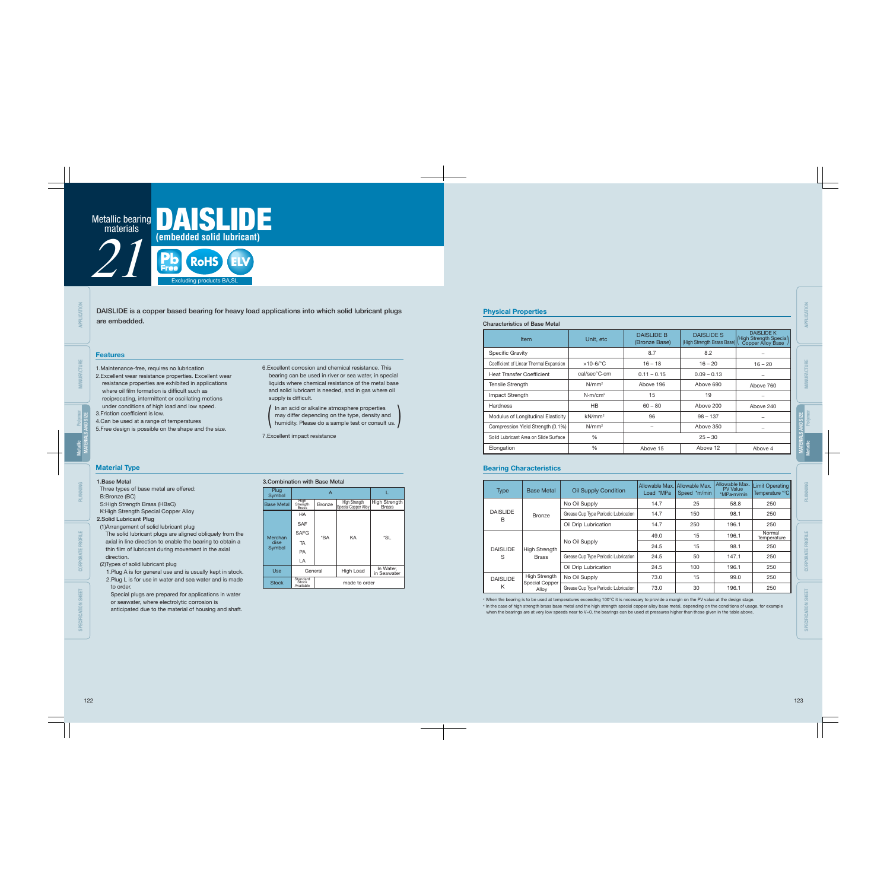Metallic bearing materials 21

# DAISLIDE

**(embedded solid lubricant)**

Pb Free RoHS ELV — Excluding products BA,SL

**DAISLIDE is a copper based bearing for heavy load applications into which solid lubricant plugs are embedded.**

## Features

1. Maintenance-free, requires no lubrication
2. Excellent wear resistance properties. Excellent wear resistance properties are exhibited in applications where oil film formation is difficult such as reciprocating, intermittent or oscillating motions under conditions of high load and low speed.
3. Friction coefficient is low.
4. Can be used at a range of temperatures
5. Free design is possible on the shape and the size.
6. Excellent corrosion and chemical resistance. This bearing can be used in river or sea water, in special liquids where chemical resistance of the metal base and solid lubricant is needed, and in gas where oil supply is difficult.

   (In an acid or alkaline atmosphere properties may differ depending on the type, density and humidity. Please do a sample test or consult us.)

7. Excellent impact resistance

## Material Type

**1.Base Metal**

Three types of base metal are offered:

B:Bronze (BC)

S:High Strength Brass (HBsC)

K:High Strength Special Copper Alloy

**2.Solid Lubricant Plug**

(1)Arrangement of solid lubricant plug

The solid lubricant plugs are aligned obliquely from the axial in line direction to enable the bearing to obtain a thin film of lubricant during movement in the axial direction.

(2)Types of solid lubricant plug

1. Plug A is for general use and is usually kept in stock.
2. Plug L is for use in water and sea water and is made to order.

   Special plugs are prepared for applications in water or seawater, where electrolytic corrosion is anticipated due to the material of housing and shaft.

**3.Combination with Base Metal**

| Plug Symbol | A | | | L |
|---|---|---|---|---|
| Base Metal | High Strength Brass | Bronze | High Strength Special Copper Alloy | High Strength Brass |
| Merchandise Symbol | HA<br>SAF<br>SAFG<br>TA<br>PA<br>LA | *BA | KA | *SL |
| Use | General | | High Load | In Water, in Seawater |
| Stock | Standard Stock Available | made to order | | |

## Physical Properties

**Characteristics of Base Metal**

| Item | Unit, etc | DAISLIDE B (Bronze Base) | DAISLIDE S (High Strength Brass Base) | DAISLIDE K (High Strength Special Copper Alloy Base) |
|---|---|---|---|---|
| Specific Gravity | | 8.7 | 8.2 | – |
| Coefficient of Linear Thermal Expansion | $\times 10^{-6}$/°C | 16 – 18 | 16 – 20 | 16 – 20 |
| Heat Transfer Coefficient | cal/sec°C·cm | 0.11 – 0.15 | 0.09 – 0.13 | – |
| Tensile Strength | $N/mm^2$ | Above 196 | Above 690 | Above 760 |
| Impact Strength | $N{\cdot}m/cm^2$ | 15 | 19 | – |
| Hardness | HB | 60 – 80 | Above 200 | Above 240 |
| Modulus of Longitudinal Elasticity | $kN/mm^2$ | 96 | 98 – 137 | – |
| Compression Yield Strength (0.1%) | $N/mm^2$ | – | Above 350 | – |
| Solid Lubricant Area on Slide Surface | % | 25 – 30 | | |
| Elongation | % | Above 15 | Above 12 | Above 4 |

## Bearing Characteristics

| Type | Base Metal | Oil Supply Condition | Allowable Max. Load *MPa | Allowable Max. Speed *m/min | Allowable Max. PV Value *MPa·m/min | Limit Operating Temperature *°C |
|---|---|---|---|---|---|---|
| DAISLIDE B | Bronze | No Oil Supply | 14.7 | 25 | 58.8 | 250 |
| | | Grease Cup Type Periodic Lubrication | 14.7 | 150 | 98.1 | 250 |
| | | Oil Drip Lubrication | 14.7 | 250 | 196.1 | 250 |
| DAISLIDE S | High Strength Brass | No Oil Supply | 49.0 | 15 | 196.1 | Normal Temperature |
| | | | 24.5 | 15 | 98.1 | 250 |
| | | Grease Cup Type Periodic Lubrication | 24.5 | 50 | 147.1 | 250 |
| | | Oil Drip Lubrication | 24.5 | 100 | 196.1 | 250 |
| DAISLIDE K | High Strength Special Copper Alloy | No Oil Supply | 73.0 | 15 | 99.0 | 250 |
| | | Grease Cup Type Periodic Lubrication | 73.0 | 30 | 196.1 | 250 |

* When the bearing is to be used at temperatures exceeding 100°C it is necessary to provide a margin on the PV value at the design stage.

* In the case of high strength brass base metal and the high strength special copper alloy base metal, depending on the conditions of usage, for example when the bearings are at very low speeds near to V=0, the bearings can be used at pressures higher than those given in the table above.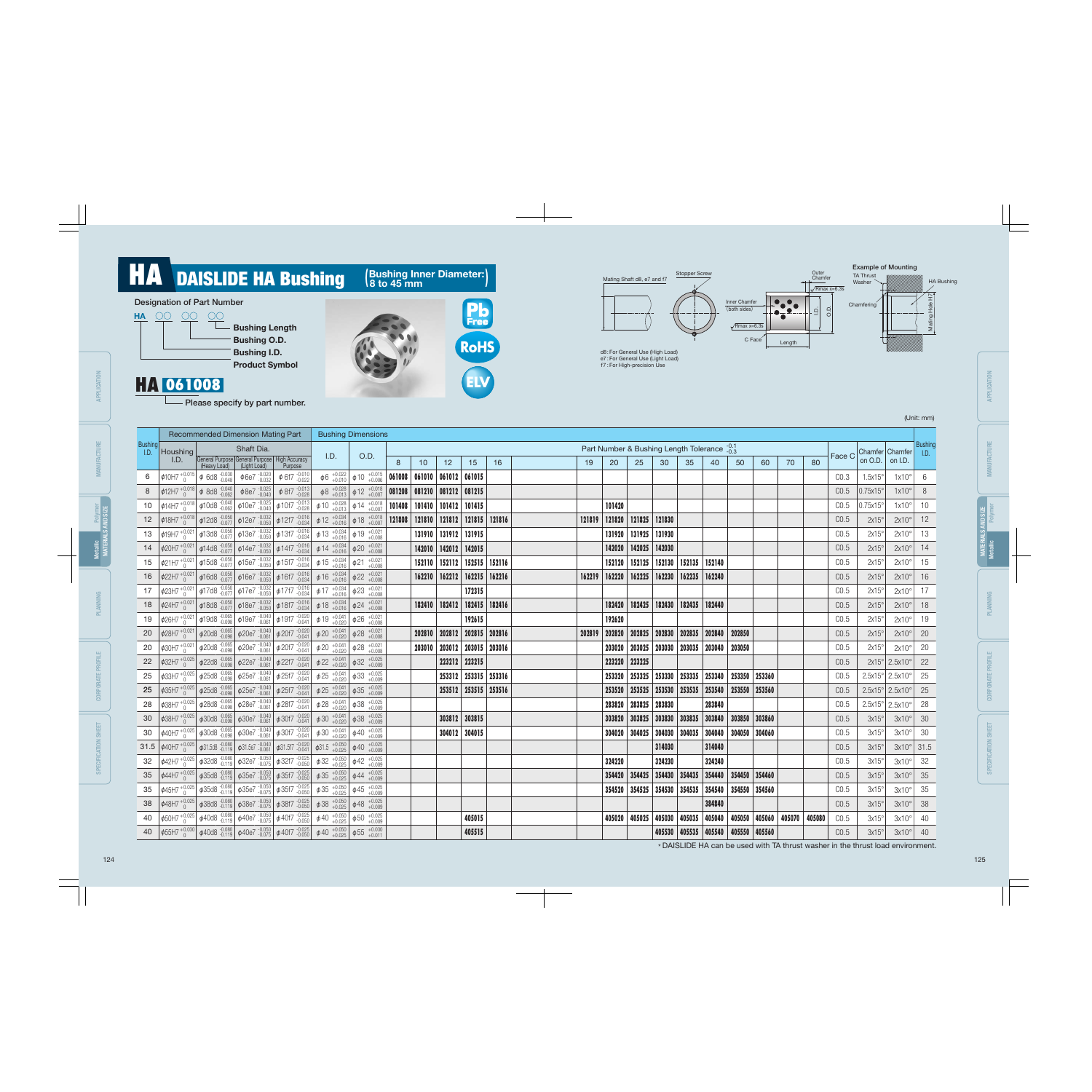# HA DAISLIDE HA Bushing (Bushing Inner Diameter: 8 to 45 mm)

**Designation of Part Number**

HA ○○ ○○ ○○

- Bushing Length
- Bushing O.D.
- Bushing I.D.
- Product Symbol

**HA 061008**

Please specify by part number.

Pb Free · RoHS · ELV

Mating Shaft d8, e7 and f7 · Stopper Screw · Outer Chamfer · Rmax x=6.3s · Inner Chamfer (both sides) · Rmax x=6.3s · C Face · Length · I.D. · O.D.

d8 : For General Use (High Load)
e7 : For General Use (Light Load)
f7 : For High-precision Use

**Example of Mounting**

TA Thrust Washer · HA Bushing · Chamfering · Mating Hole H7

(Unit: mm)

| Bushing I.D. | Housing I.D. | Shaft Dia. General Purpose (Heavy Load) | Shaft Dia. General Purpose (Light Load) | Shaft Dia. High Accuracy Purpose | I.D. | O.D. | 8 | 10 | 12 | 15 | 16 | 19 | 20 | 25 | 30 | 35 | 40 | 50 | 60 | 70 | 80 | Face C | Chamfer on O.D. | Chamfer on I.D. | Bushing I.D. |
|---|---|---|---|---|---|---|---|---|---|---|---|---|---|---|---|---|---|---|---|---|---|---|---|---|---|
| | Recommended Dimension Mating Part | | | | Bushing Dimensions | | Part Number & Bushing Length Tolerance $^{-0.1}_{-0.3}$ | | | | | | | | | | | | | | | | | | |
| 6 | $\phi 10H7^{+0.015}_{0}$ | $\phi 6d8^{-0.030}_{-0.048}$ | $\phi 6e7^{-0.020}_{-0.032}$ | $\phi 6f7^{-0.010}_{-0.022}$ | $\phi 6^{+0.022}_{+0.010}$ | $\phi 10^{+0.015}_{+0.006}$ | 061008 | 061010 | 061012 | 061015 | | | | | | | | | | | | C0.3 | 1.5x15° | 1x10° | 6 |
| 8 | $\phi 12H7^{+0.018}_{0}$ | $\phi 8d8^{-0.040}_{-0.062}$ | $\phi 8e7^{-0.025}_{-0.040}$ | $\phi 8f7^{-0.013}_{-0.028}$ | $\phi 8^{+0.028}_{+0.013}$ | $\phi 12^{+0.018}_{+0.007}$ | 081208 | 081210 | 081212 | 081215 | | | | | | | | | | | | C0.5 | 0.75x15° | 1x10° | 8 |
| 10 | $\phi 14H7^{+0.018}_{0}$ | $\phi 10d8^{-0.040}_{-0.062}$ | $\phi 10e7^{-0.025}_{-0.040}$ | $\phi 10f7^{-0.013}_{-0.028}$ | $\phi 10^{+0.028}_{+0.013}$ | $\phi 14^{+0.018}_{+0.007}$ | 101408 | 101410 | 101412 | 101415 | | | 101420 | | | | | | | | | C0.5 | 0.75x15° | 1x10° | 10 |
| 12 | $\phi 18H7^{+0.018}_{0}$ | $\phi 12d8^{-0.050}_{-0.077}$ | $\phi 12e7^{-0.032}_{-0.050}$ | $\phi 12f7^{-0.016}_{-0.034}$ | $\phi 12^{+0.034}_{+0.016}$ | $\phi 18^{+0.018}_{+0.007}$ | 121808 | 121810 | 121812 | 121815 | 121816 | 121819 | 121820 | 121825 | 121830 | | | | | | | C0.5 | 2x15° | 2x10° | 12 |
| 13 | $\phi 19H7^{+0.021}_{0}$ | $\phi 13d8^{-0.050}_{-0.077}$ | $\phi 13e7^{-0.032}_{-0.050}$ | $\phi 13f7^{-0.016}_{-0.034}$ | $\phi 13^{+0.034}_{+0.016}$ | $\phi 19^{+0.021}_{+0.008}$ | | 131910 | 131912 | 131915 | | | 131920 | 131925 | 131930 | | | | | | | C0.5 | 2x15° | 2x10° | 13 |
| 14 | $\phi 20H7^{+0.021}_{0}$ | $\phi 14d8^{-0.050}_{-0.077}$ | $\phi 14e7^{-0.032}_{-0.050}$ | $\phi 14f7^{-0.016}_{-0.034}$ | $\phi 14^{+0.034}_{+0.016}$ | $\phi 20^{+0.021}_{+0.008}$ | | 142010 | 142012 | 142015 | | | 142020 | 142025 | 142030 | | | | | | | C0.5 | 2x15° | 2x10° | 14 |
| 15 | $\phi 21H7^{+0.021}_{0}$ | $\phi 15d8^{-0.050}_{-0.077}$ | $\phi 15e7^{-0.032}_{-0.050}$ | $\phi 15f7^{-0.016}_{-0.034}$ | $\phi 15^{+0.034}_{+0.016}$ | $\phi 21^{+0.021}_{+0.008}$ | | 152110 | 152112 | 152515 | 152116 | | 152120 | 152125 | 152130 | 152135 | 152140 | | | | | C0.5 | 2x15° | 2x10° | 15 |
| 16 | $\phi 22H7^{+0.021}_{0}$ | $\phi 16d8^{-0.050}_{-0.077}$ | $\phi 16e7^{-0.032}_{-0.050}$ | $\phi 16f7^{-0.016}_{-0.034}$ | $\phi 16^{+0.034}_{+0.016}$ | $\phi 22^{+0.021}_{+0.008}$ | | 162210 | 162212 | 162215 | 162216 | 162219 | 162220 | 162225 | 162230 | 162235 | 162240 | | | | | C0.5 | 2x15° | 2x10° | 16 |
| 17 | $\phi 23H7^{+0.021}_{0}$ | $\phi 17d8^{-0.050}_{-0.077}$ | $\phi 17e7^{-0.032}_{-0.050}$ | $\phi 17f7^{-0.016}_{-0.034}$ | $\phi 17^{+0.034}_{+0.016}$ | $\phi 23^{+0.021}_{+0.008}$ | | | | 172315 | | | | | | | | | | | | C0.5 | 2x15° | 2x10° | 17 |
| 18 | $\phi 24H7^{+0.021}_{0}$ | $\phi 18d8^{-0.050}_{-0.077}$ | $\phi 18e7^{-0.032}_{-0.050}$ | $\phi 18f7^{-0.016}_{-0.034}$ | $\phi 18^{+0.034}_{+0.016}$ | $\phi 24^{+0.021}_{+0.008}$ | | 182410 | 182412 | 182415 | 182416 | | 182420 | 182425 | 182430 | 182435 | 182440 | | | | | C0.5 | 2x15° | 2x10° | 18 |
| 19 | $\phi 26H7^{+0.021}_{0}$ | $\phi 19d8^{-0.065}_{-0.098}$ | $\phi 19e7^{-0.040}_{-0.061}$ | $\phi 19f7^{-0.020}_{-0.041}$ | $\phi 19^{+0.041}_{+0.020}$ | $\phi 26^{+0.021}_{+0.008}$ | | | | 192615 | | | 192620 | | | | | | | | | C0.5 | 2x15° | 2x10° | 19 |
| 20 | $\phi 28H7^{+0.021}_{0}$ | $\phi 20d8^{-0.065}_{-0.098}$ | $\phi 20e7^{-0.040}_{-0.061}$ | $\phi 20f7^{-0.020}_{-0.041}$ | $\phi 20^{+0.041}_{+0.020}$ | $\phi 28^{+0.021}_{+0.008}$ | | 202810 | 202812 | 202815 | 202816 | 202819 | 202820 | 202825 | 202830 | 202835 | 202840 | 202850 | | | | C0.5 | 2x15° | 2x10° | 20 |
| 20 | $\phi 30H7^{+0.021}_{0}$ | $\phi 20d8^{-0.065}_{-0.098}$ | $\phi 20e7^{-0.040}_{-0.061}$ | $\phi 20f7^{-0.020}_{-0.041}$ | $\phi 20^{+0.041}_{+0.020}$ | $\phi 28^{+0.021}_{+0.008}$ | | 203010 | 203012 | 203015 | 203016 | | 203020 | 203025 | 203030 | 203035 | 203040 | 203050 | | | | C0.5 | 2x15° | 2x10° | 20 |
| 22 | $\phi 32H7^{+0.025}_{0}$ | $\phi 22d8^{-0.065}_{-0.098}$ | $\phi 22e7^{-0.040}_{-0.061}$ | $\phi 22f7^{-0.020}_{-0.041}$ | $\phi 22^{+0.041}_{+0.020}$ | $\phi 32^{+0.025}_{+0.009}$ | | | 223212 | 223215 | | | 223220 | 223225 | | | | | | | | C0.5 | 2x15° | 2.5x10° | 22 |
| 25 | $\phi 33H7^{+0.025}_{0}$ | $\phi 25d8^{-0.065}_{-0.098}$ | $\phi 25e7^{-0.040}_{-0.061}$ | $\phi 25f7^{-0.020}_{-0.041}$ | $\phi 25^{+0.041}_{+0.020}$ | $\phi 33^{+0.025}_{+0.009}$ | | | 253312 | 253315 | 253316 | | 253320 | 253325 | 253330 | 253335 | 253340 | 253350 | 253360 | | | C0.5 | 2.5x15° | 2.5x10° | 25 |
| 25 | $\phi 35H7^{+0.025}_{0}$ | $\phi 25d8^{-0.065}_{-0.098}$ | $\phi 25e7^{-0.040}_{-0.061}$ | $\phi 25f7^{-0.020}_{-0.041}$ | $\phi 25^{+0.041}_{+0.020}$ | $\phi 35^{+0.025}_{+0.009}$ | | | 253512 | 253515 | 253516 | | 253520 | 253525 | 253530 | 253535 | 253540 | 253550 | 253560 | | | C0.5 | 2.5x15° | 2.5x10° | 25 |
| 28 | $\phi 38H7^{+0.025}_{0}$ | $\phi 28d8^{-0.065}_{-0.098}$ | $\phi 28e7^{-0.040}_{-0.061}$ | $\phi 28f7^{-0.020}_{-0.041}$ | $\phi 28^{+0.041}_{+0.020}$ | $\phi 38^{+0.025}_{+0.009}$ | | | | | | | 283820 | 283825 | 283830 | | 283840 | | | | | C0.5 | 2.5x15° | 2.5x10° | 28 |
| 30 | $\phi 38H7^{+0.025}_{0}$ | $\phi 30d8^{-0.065}_{-0.098}$ | $\phi 30e7^{-0.040}_{-0.061}$ | $\phi 30f7^{-0.020}_{-0.041}$ | $\phi 30^{+0.041}_{+0.020}$ | $\phi 38^{+0.025}_{+0.009}$ | | | 303812 | 303815 | | | 303820 | 303825 | 303830 | 303835 | 303840 | 303850 | 303860 | | | C0.5 | 3x15° | 3x10° | 30 |
| 30 | $\phi 40H7^{+0.025}_{0}$ | $\phi 30d8^{-0.065}_{-0.098}$ | $\phi 30e7^{-0.040}_{-0.061}$ | $\phi 30f7^{-0.020}_{-0.041}$ | $\phi 30^{+0.041}_{+0.020}$ | $\phi 40^{+0.025}_{+0.009}$ | | | 304012 | 304015 | | | 304020 | 304025 | 304030 | 304035 | 304040 | 304050 | 304060 | | | C0.5 | 3x15° | 3x10° | 30 |
| 31.5 | $\phi 40H7^{+0.025}_{0}$ | $\phi 31.5d8^{-0.080}_{-0.119}$ | $\phi 31.5e7^{-0.040}_{-0.061}$ | $\phi 31.5f7^{-0.020}_{-0.041}$ | $\phi 31.5^{+0.050}_{+0.025}$ | $\phi 40^{+0.025}_{+0.009}$ | | | | | | | | | 314030 | | 314040 | | | | | C0.5 | 3x15° | 3x10° | 31.5 |
| 32 | $\phi 42H7^{+0.025}_{0}$ | $\phi 32d8^{-0.080}_{-0.119}$ | $\phi 32e7^{-0.050}_{-0.075}$ | $\phi 32f7^{-0.025}_{-0.050}$ | $\phi 32^{+0.050}_{+0.025}$ | $\phi 42^{+0.025}_{+0.009}$ | | | | | | | 324220 | | 324230 | | 324240 | | | | | C0.5 | 3x15° | 3x10° | 32 |
| 35 | $\phi 44H7^{+0.025}_{0}$ | $\phi 35d8^{-0.080}_{-0.119}$ | $\phi 35e7^{-0.050}_{-0.075}$ | $\phi 35f7^{-0.025}_{-0.050}$ | $\phi 35^{+0.050}_{+0.025}$ | $\phi 44^{+0.025}_{+0.009}$ | | | | | | | 354420 | 354425 | 354430 | 354435 | 354440 | 354450 | 354460 | | | C0.5 | 3x15° | 3x10° | 35 |
| 35 | $\phi 45H7^{+0.025}_{0}$ | $\phi 35d8^{-0.080}_{-0.119}$ | $\phi 35e7^{-0.050}_{-0.075}$ | $\phi 35f7^{-0.025}_{-0.050}$ | $\phi 35^{+0.050}_{+0.025}$ | $\phi 45^{+0.025}_{+0.009}$ | | | | | | | 354520 | 354525 | 354530 | 354535 | 354540 | 354550 | 354560 | | | C0.5 | 3x15° | 3x10° | 35 |
| 38 | $\phi 48H7^{+0.025}_{0}$ | $\phi 38d8^{-0.080}_{-0.119}$ | $\phi 38e7^{-0.050}_{-0.075}$ | $\phi 38f7^{-0.025}_{-0.050}$ | $\phi 38^{+0.050}_{+0.025}$ | $\phi 48^{+0.025}_{+0.009}$ | | | | | | | | | | | 384840 | | | | | C0.5 | 3x15° | 3x10° | 38 |
| 40 | $\phi 50H7^{+0.025}_{0}$ | $\phi 40d8^{-0.080}_{-0.119}$ | $\phi 40e7^{-0.050}_{-0.075}$ | $\phi 40f7^{-0.025}_{-0.050}$ | $\phi 40^{+0.050}_{+0.025}$ | $\phi 50^{+0.025}_{+0.009}$ | | | | 405015 | | | 405020 | 405025 | 405030 | 405035 | 405040 | 405050 | 405060 | 405070 | 405080 | C0.5 | 3x15° | 3x10° | 40 |
| 40 | $\phi 55H7^{+0.030}_{0}$ | $\phi 40d8^{-0.080}_{-0.119}$ | $\phi 40e7^{-0.050}_{-0.075}$ | $\phi 40f7^{-0.025}_{-0.050}$ | $\phi 40^{+0.050}_{+0.025}$ | $\phi 55^{+0.030}_{+0.011}$ | | | | 405515 | | | | | 405530 | 405535 | 405540 | 405550 | 405560 | | | C0.5 | 3x15° | 3x10° | 40 |

* DAISLIDE HA can be used with TA thrust washer in the thrust load environment.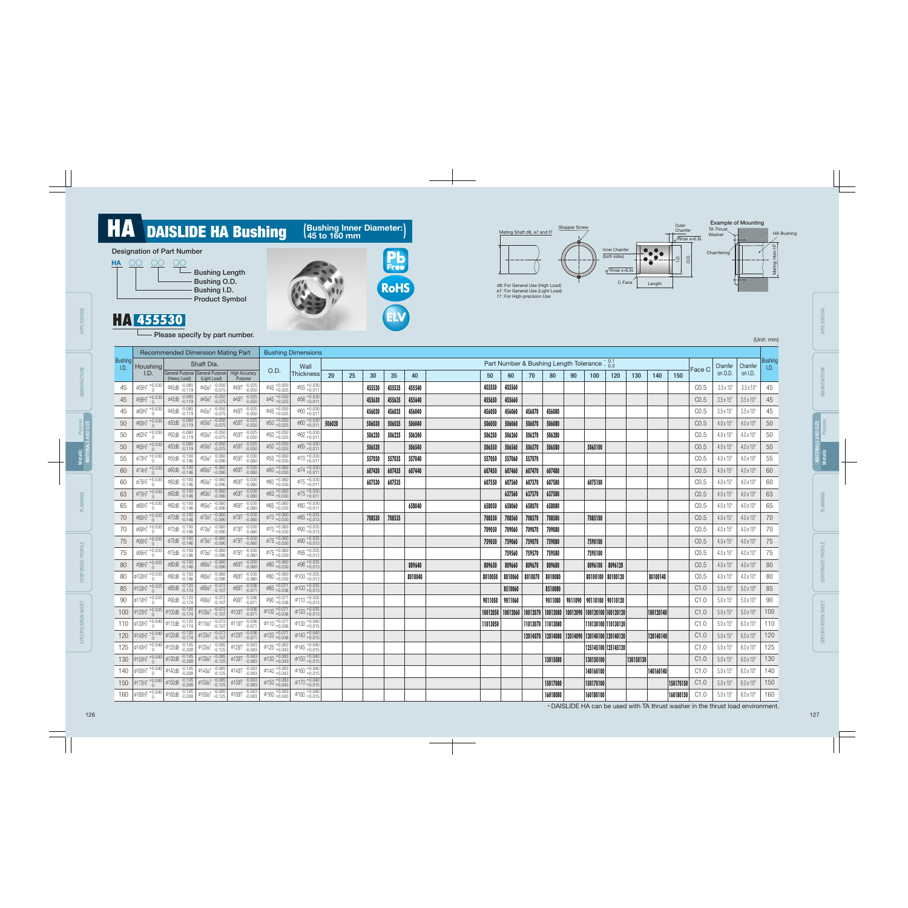# HA DAISLIDE HA Bushing (Bushing Inner Diameter: 45 to 160 mm)

**Designation of Part Number**

HA ○○ ○○ ○○

- Bushing Length
- Bushing O.D.
- Bushing I.D.
- Product Symbol

**HA 455530**

Please specify by part number.

Pb Free · RoHS · ELV

Mating Shaft d8, e7 and f7 · Stopper Screw · Inner Chamfer (both sides) · Outer Chamfer · Rmax x=6.3s · C Face · Length · I.D. · O.D.

d8: For General Use (High Load)
e7: For General Use (Light Load)
f7: For High-precision Use

**Example of Mounting**

TA Thrust Washer · HA Bushing · Chamfering · Mating Hole H7

(Unit: mm)

| Bushing I.D. | Recommended Dimension Mating Part | | | | Bushing Dimensions | | Part Number & Bushing Length Tolerance $^{-0.1}_{-0.3}$ | | | | | | | | | | | | | | | Face C | Chamfer on O.D. | Chamfer on I.D. | Bushing I.D. |
|---|---|---|---|---|---|---|---|---|---|---|---|---|---|---|---|---|---|---|---|---|---|---|---|---|---|
| | Housing I.D. | Shaft Dia. General Purpose (Heavy Load) | Shaft Dia. General Purpose (Light Load) | Shaft Dia. High Accuracy Purpose | O.D. | Wall Thickness | 20 | 25 | 30 | 35 | 40 | 50 | 60 | 70 | 80 | 90 | 100 | 120 | 130 | 140 | 150 | | | | |
| 45 | $\phi55H7^{+0.030}_{0}$ | $\phi45d8^{-0.080}_{-0.119}$ | $\phi45e7^{-0.050}_{-0.075}$ | $\phi45f7^{-0.025}_{-0.050}$ | $\phi45^{+0.050}_{+0.025}$ | $\phi55^{+0.030}_{+0.011}$ | | | 455530 | 455535 | 455540 | 455550 | 455560 | | | | | | | | | C0.5 | 3.5x15° | 3.5x10° | 45 |
| 45 | $\phi56H7^{+0.030}_{0}$ | $\phi45d8^{-0.080}_{-0.119}$ | $\phi45e7^{-0.050}_{-0.075}$ | $\phi45f7^{-0.025}_{-0.050}$ | $\phi45^{+0.050}_{+0.025}$ | $\phi56^{+0.030}_{+0.011}$ | | | 455630 | 455635 | 455640 | 455650 | 455660 | | | | | | | | | C0.5 | 3.5x15° | 3.5x10° | 45 |
| 45 | $\phi60H7^{+0.030}_{0}$ | $\phi45d8^{-0.080}_{-0.119}$ | $\phi45e7^{-0.050}_{-0.075}$ | $\phi45f7^{-0.025}_{-0.050}$ | $\phi45^{+0.050}_{+0.025}$ | $\phi60^{+0.030}_{+0.011}$ | | | 456030 | 456035 | 456040 | 456050 | 456060 | 456070 | 456080 | | | | | | | C0.5 | 3.5x15° | 3.5x10° | 45 |
| 50 | $\phi60H7^{+0.030}_{0}$ | $\phi50d8^{-0.080}_{-0.119}$ | $\phi50e7^{-0.050}_{-0.075}$ | $\phi50f7^{-0.025}_{-0.050}$ | $\phi50^{+0.050}_{+0.025}$ | $\phi60^{+0.030}_{+0.011}$ | 506020 | | 506030 | 506035 | 506040 | 506050 | 506060 | 506070 | 506080 | | | | | | | C0.5 | 4.0x15° | 4.0x10° | 50 |
| 50 | $\phi62H7^{+0.030}_{0}$ | $\phi50d8^{-0.080}_{-0.119}$ | $\phi50e7^{-0.050}_{-0.075}$ | $\phi50f7^{-0.025}_{-0.050}$ | $\phi50^{+0.050}_{+0.025}$ | $\phi62^{+0.030}_{+0.011}$ | | | 506230 | 506235 | 506240 | 506250 | 506260 | 506270 | 506280 | | | | | | | C0.5 | 4.0x15° | 4.0x10° | 50 |
| 50 | $\phi65H7^{+0.030}_{0}$ | $\phi50d8^{-0.080}_{-0.119}$ | $\phi50e7^{-0.050}_{-0.075}$ | $\phi50f7^{-0.025}_{-0.050}$ | $\phi50^{+0.050}_{+0.025}$ | $\phi65^{+0.030}_{+0.011}$ | | | 506530 | | 506540 | 506550 | 506560 | 506570 | 506580 | | 5065100 | | | | | C0.5 | 4.0x15° | 4.0x10° | 50 |
| 55 | $\phi70H7^{+0.030}_{0}$ | $\phi55d8^{-0.100}_{-0.146}$ | $\phi55e7^{-0.060}_{-0.090}$ | $\phi55f7^{-0.030}_{-0.060}$ | $\phi55^{+0.060}_{+0.030}$ | $\phi70^{+0.030}_{+0.011}$ | | | 557030 | 557035 | 557040 | 557050 | 557060 | 557070 | | | | | | | | C0.5 | 4.0x15° | 4.0x10° | 55 |
| 60 | $\phi74H7^{+0.030}_{0}$ | $\phi60d8^{-0.100}_{-0.146}$ | $\phi60e7^{-0.060}_{-0.090}$ | $\phi60f7^{-0.030}_{-0.060}$ | $\phi60^{+0.060}_{+0.030}$ | $\phi74^{+0.030}_{+0.011}$ | | | 607430 | 607435 | 607440 | 607450 | 607460 | 607470 | 607480 | | | | | | | C0.5 | 4.0x15° | 4.0x10° | 60 |
| 60 | $\phi75H7^{+0.030}_{0}$ | $\phi60d8^{-0.100}_{-0.146}$ | $\phi60e7^{-0.060}_{-0.090}$ | $\phi60f7^{-0.030}_{-0.060}$ | $\phi60^{+0.060}_{+0.030}$ | $\phi75^{+0.030}_{+0.011}$ | | | 607530 | 607535 | | 607550 | 607560 | 607570 | 607580 | | 6075100 | | | | | C0.5 | 4.0x15° | 4.0x10° | 60 |
| 63 | $\phi75H7^{+0.030}_{0}$ | $\phi63d8^{-0.100}_{-0.146}$ | $\phi63e7^{-0.060}_{-0.090}$ | $\phi63f7^{-0.030}_{-0.060}$ | $\phi63^{+0.060}_{+0.030}$ | $\phi75^{+0.030}_{+0.011}$ | | | | | | | 637560 | 637570 | 637580 | | | | | | | C0.5 | 4.0x15° | 4.0x10° | 63 |
| 65 | $\phi80H7^{+0.030}_{0}$ | $\phi65d8^{-0.100}_{-0.146}$ | $\phi65e7^{-0.060}_{-0.090}$ | $\phi65f7^{-0.030}_{-0.060}$ | $\phi65^{+0.060}_{+0.030}$ | $\phi80^{+0.030}_{+0.011}$ | | | | | 658040 | 658050 | 658060 | 658070 | 658080 | | | | | | | C0.5 | 4.0x15° | 4.0x10° | 65 |
| 70 | $\phi85H7^{+0.035}_{0}$ | $\phi70d8^{-0.100}_{-0.146}$ | $\phi70e7^{-0.060}_{-0.090}$ | $\phi70f7^{-0.030}_{-0.060}$ | $\phi70^{+0.060}_{+0.030}$ | $\phi85^{+0.035}_{+0.013}$ | | | 708530 | 708535 | | 708550 | 708560 | 708570 | 708580 | | 7085100 | | | | | C0.5 | 4.0x15° | 4.0x10° | 70 |
| 70 | $\phi90H7^{+0.035}_{0}$ | $\phi70d8^{-0.100}_{-0.146}$ | $\phi70e7^{-0.060}_{-0.090}$ | $\phi70f7^{-0.030}_{-0.060}$ | $\phi70^{+0.060}_{+0.030}$ | $\phi90^{+0.035}_{+0.013}$ | | | | | | 709050 | 709060 | 709070 | 709080 | | | | | | | C0.5 | 4.0x15° | 4.0x10° | 70 |
| 75 | $\phi90H7^{+0.035}_{0}$ | $\phi75d8^{-0.100}_{-0.146}$ | $\phi75e7^{-0.060}_{-0.090}$ | $\phi75f7^{-0.030}_{-0.060}$ | $\phi75^{+0.060}_{+0.030}$ | $\phi90^{+0.035}_{+0.013}$ | | | | | | 759050 | 759060 | 759070 | 759080 | | 7590100 | | | | | C0.5 | 4.0x15° | 4.0x10° | 75 |
| 75 | $\phi95H7^{+0.035}_{0}$ | $\phi75d8^{-0.100}_{-0.146}$ | $\phi75e7^{-0.060}_{-0.090}$ | $\phi75f7^{-0.030}_{-0.060}$ | $\phi75^{+0.060}_{+0.030}$ | $\phi95^{+0.035}_{+0.013}$ | | | | | | | 759560 | 759570 | 759580 | | 7595100 | | | | | C0.5 | 4.0x15° | 4.0x10° | 75 |
| 80 | $\phi96H7^{+0.035}_{0}$ | $\phi80d8^{-0.100}_{-0.146}$ | $\phi80e7^{-0.060}_{-0.090}$ | $\phi80f7^{-0.030}_{-0.060}$ | $\phi80^{+0.060}_{+0.030}$ | $\phi96^{+0.035}_{+0.013}$ | | | | | 809640 | 809650 | 809660 | 809670 | 809680 | | 8096100 | 8096120 | | | | C0.5 | 4.0x15° | 4.0x10° | 80 |
| 80 | $\phi100H7^{+0.035}_{0}$ | $\phi80d8^{-0.100}_{-0.146}$ | $\phi80e7^{-0.060}_{-0.090}$ | $\phi80f7^{-0.030}_{-0.060}$ | $\phi80^{+0.060}_{+0.030}$ | $\phi100^{+0.035}_{+0.013}$ | | | | | 8010040 | 8010050 | 8010060 | 8010070 | 8010080 | | 80100100 | 80100120 | | 80100140 | | C0.5 | 4.0x15° | 4.0x10° | 80 |
| 85 | $\phi100H7^{+0.035}_{0}$ | $\phi85d8^{-0.120}_{-0.174}$ | $\phi85e7^{-0.072}_{-0.107}$ | $\phi85f7^{-0.036}_{-0.071}$ | $\phi85^{+0.071}_{+0.036}$ | $\phi100^{+0.035}_{+0.013}$ | | | | | | | 8510060 | | 8510080 | | | | | | | C1.0 | 5.0x15° | 5.0x10° | 85 |
| 90 | $\phi110H7^{+0.035}_{0}$ | $\phi90d8^{-0.120}_{-0.174}$ | $\phi90e7^{-0.072}_{-0.107}$ | $\phi90f7^{-0.036}_{-0.071}$ | $\phi90^{+0.071}_{+0.036}$ | $\phi110^{+0.035}_{+0.013}$ | | | | | | 9011050 | 9011060 | | 9011080 | 9011090 | 90110100 | 90110120 | | | | C1.0 | 5.0x15° | 5.0x10° | 90 |
| 100 | $\phi120H7^{+0.035}_{0}$ | $\phi100d8^{-0.120}_{-0.174}$ | $\phi100e7^{-0.072}_{-0.107}$ | $\phi100f7^{-0.036}_{-0.071}$ | $\phi100^{+0.071}_{+0.036}$ | $\phi120^{+0.035}_{+0.013}$ | | | | | | 10012050 | 10012060 | 10012070 | 10012080 | 10012090 | 100120100 | 100120120 | | 100120140 | | C1.0 | 5.0x15° | 5.0x10° | 100 |
| 110 | $\phi130H7^{+0.040}_{0}$ | $\phi110d8^{-0.120}_{-0.174}$ | $\phi110e7^{-0.072}_{-0.107}$ | $\phi110f7^{-0.036}_{-0.071}$ | $\phi110^{+0.071}_{+0.036}$ | $\phi130^{+0.040}_{+0.015}$ | | | | | | 11013050 | | 11013070 | 11013080 | | 110130100 | 110130120 | | | | C1.0 | 5.0x15° | 6.0x10° | 110 |
| 120 | $\phi140H7^{+0.040}_{0}$ | $\phi120d8^{-0.120}_{-0.174}$ | $\phi120e7^{-0.072}_{-0.107}$ | $\phi120f7^{-0.036}_{-0.071}$ | $\phi120^{+0.071}_{+0.036}$ | $\phi140^{+0.040}_{+0.015}$ | | | | | | | | 12014070 | 12014080 | 12014090 | 120140100 | 120140120 | | 120140140 | | C1.0 | 5.0x15° | 6.0x10° | 120 |
| 125 | $\phi145H7^{+0.040}_{0}$ | $\phi125d8^{-0.145}_{-0.208}$ | $\phi125e7^{-0.085}_{-0.125}$ | $\phi125f7^{-0.043}_{-0.083}$ | $\phi125^{+0.083}_{+0.043}$ | $\phi145^{+0.040}_{+0.015}$ | | | | | | | | | | | 125145100 | 125145120 | | | | C1.0 | 5.0x15° | 6.0x10° | 125 |
| 130 | $\phi150H7^{+0.040}_{0}$ | $\phi130d8^{-0.145}_{-0.208}$ | $\phi130e7^{-0.085}_{-0.125}$ | $\phi130f7^{-0.043}_{-0.083}$ | $\phi130^{+0.083}_{+0.043}$ | $\phi150^{+0.040}_{+0.015}$ | | | | | | | | | 13015080 | | 130150100 | | 130150130 | | | C1.0 | 5.0x15° | 6.0x10° | 130 |
| 140 | $\phi160H7^{+0.040}_{0}$ | $\phi140d8^{-0.145}_{-0.208}$ | $\phi140e7^{-0.085}_{-0.125}$ | $\phi140f7^{-0.043}_{-0.083}$ | $\phi140^{+0.083}_{+0.043}$ | $\phi160^{+0.040}_{+0.015}$ | | | | | | | | | | | 140160100 | | | 140160140 | | C1.0 | 5.0x15° | 6.0x10° | 140 |
| 150 | $\phi170H7^{+0.040}_{0}$ | $\phi150d8^{-0.145}_{-0.208}$ | $\phi150e7^{-0.085}_{-0.125}$ | $\phi150f7^{-0.043}_{-0.083}$ | $\phi150^{+0.083}_{+0.043}$ | $\phi170^{+0.040}_{+0.015}$ | | | | | | | | | 15017080 | | 150170100 | | | | 150170150 | C1.0 | 5.0x15° | 6.0x10° | 150 |
| 160 | $\phi180H7^{+0.040}_{0}$ | $\phi160d8^{-0.145}_{-0.208}$ | $\phi160e7^{-0.085}_{-0.125}$ | $\phi160f7^{-0.043}_{-0.083}$ | $\phi160^{+0.083}_{+0.043}$ | $\phi180^{+0.040}_{+0.015}$ | | | | | | | | | 16018080 | | 160180100 | | | | 160180150 | C1.0 | 5.0x15° | 6.0x10° | 160 |

* DAISLIDE HA can be used with TA thrust washer in the thrust load environment.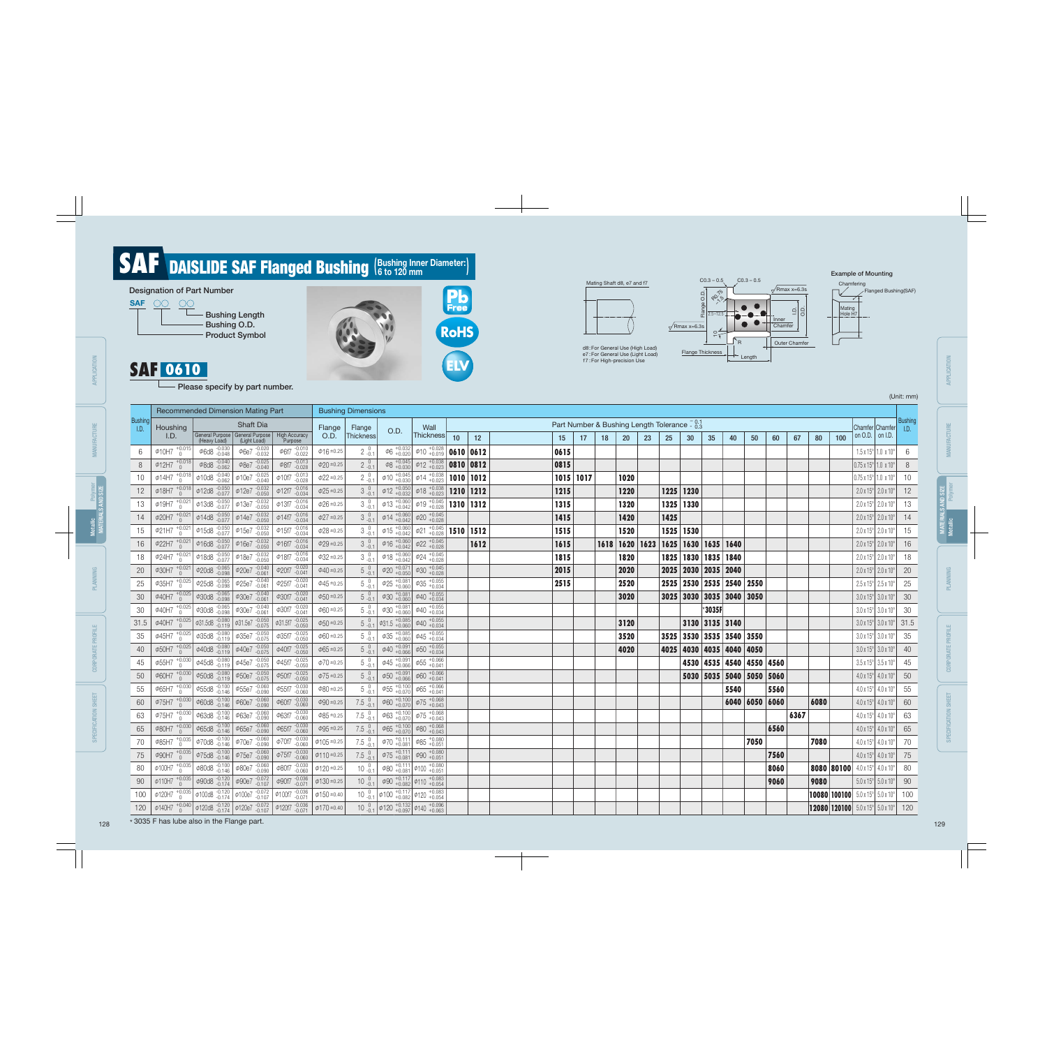# SAF DAISLIDE SAF Flanged Bushing (Bushing Inner Diameter: 6 to 120 mm)

**Designation of Part Number**

SAF ○○ ○○
- Bushing Length
- Bushing O.D.
- Product Symbol

**SAF 0610**

Please specify by part number.

Pb Free / RoHS / ELV

Mating Shaft d8, e7 and f7

d8: For General Use (High Load)
e7: For General Use (Light Load)
f7: For High-precision Use

C0.3 – 0.5 / C0.3 – 0.5 / Rmax x=6.3s / Flange O.D. / R0.75 / 2.5~12.5 / I.D. / O.D. / Inner Chamfer / Outer Chamfer / Flange Thickness / Length / R

Example of Mounting: Chamfering / Flanged Bushing(SAF) / Mating Hole H7

(Unit: mm)

| Bushing I.D. | Recommended Dimension Mating Part | | | | Bushing Dimensions | | | | Part Number & Bushing Length Tolerance $^{-0.1}_{-0.3}$ | | | | | | | | | | | | | | | | Chamfer on O.D. | Chamfer on I.D. | Bushing I.D. |
|---|---|---|---|---|---|---|---|---|---|---|---|---|---|---|---|---|---|---|---|---|---|---|---|---|---|---|---|
| | Housing I.D. | Shaft Dia General Purpose (Heavy Load) | Shaft Dia General Purpose (Light Load) | Shaft Dia High Accuracy Purpose | Flange O.D. | Flange Thickness | O.D. | Wall Thickness | 10 | 12 | 15 | 17 | 18 | 20 | 23 | 25 | 30 | 35 | 40 | 50 | 60 | 67 | 80 | 100 | | | |
| 6 | φ10H7 +0.015/0 | φ6d8 -0.030/-0.048 | φ6e7 -0.020/-0.032 | φ6f7 -0.010/-0.022 | φ16±0.25 | 2 0/-0.1 | φ6 +0.032/+0.020 | φ10 +0.028/+0.019 | 0610 | 0612 | 0615 | | | | | | | | | | | | | | 1.5x15° | 1.0x10° | 6 |
| 8 | φ12H7 +0.018/0 | φ8d8 -0.040/-0.062 | φ8e7 -0.025/-0.040 | φ8f7 -0.013/-0.028 | φ20±0.25 | 2 0/-0.1 | φ8 +0.045/+0.030 | φ12 +0.038/+0.023 | 0810 | 0812 | 0815 | | | | | | | | | | | | | | 0.75x15° | 1.0x10° | 8 |
| 10 | φ14H7 +0.018/0 | φ10d8 -0.040/-0.062 | φ10e7 -0.025/-0.040 | φ10f7 -0.013/-0.028 | φ22±0.25 | 2 0/-0.1 | φ10 +0.045/+0.030 | φ14 +0.038/+0.023 | 1010 | 1012 | 1015 | 1017 | | 1020 | | | | | | | | | | | 0.75x15° | 1.0x10° | 10 |
| 12 | φ18H7 +0.018/0 | φ12d8 -0.050/-0.077 | φ12e7 -0.032/-0.050 | φ12f7 -0.016/-0.034 | φ25±0.25 | 3 0/-0.1 | φ12 +0.050/+0.032 | φ18 +0.038/+0.023 | 1210 | 1212 | 1215 | | | 1220 | | 1225 | 1230 | | | | | | | | 2.0x15° | 2.0x10° | 12 |
| 13 | φ19H7 +0.021/0 | φ13d8 -0.050/-0.077 | φ13e7 -0.032/-0.050 | φ13f7 -0.016/-0.034 | φ26±0.25 | 3 0/-0.1 | φ13 +0.060/+0.042 | φ19 +0.045/+0.028 | 1310 | 1312 | 1315 | | | 1320 | | 1325 | 1330 | | | | | | | | 2.0x15° | 2.0x10° | 13 |
| 14 | φ20H7 +0.021/0 | φ14d8 -0.050/-0.077 | φ14e7 -0.032/-0.050 | φ14f7 -0.016/-0.034 | φ27±0.25 | 3 0/-0.1 | φ14 +0.060/+0.042 | φ20 +0.045/+0.028 | | | 1415 | | | 1420 | | 1425 | | | | | | | | | 2.0x15° | 2.0x10° | 14 |
| 15 | φ21H7 +0.021/0 | φ15d8 -0.050/-0.077 | φ15e7 -0.032/-0.050 | φ15f7 -0.016/-0.034 | φ28±0.25 | 3 0/-0.1 | φ15 +0.060/+0.042 | φ21 +0.045/+0.028 | 1510 | 1512 | 1515 | | | 1520 | | 1525 | 1530 | | | | | | | | 2.0x15° | 2.0x10° | 15 |
| 16 | φ22H7 +0.021/0 | φ16d8 -0.050/-0.077 | φ16e7 -0.032/-0.050 | φ16f7 -0.016/-0.034 | φ29±0.25 | 3 0/-0.1 | φ16 +0.060/+0.042 | φ22 +0.045/+0.028 | | 1612 | 1615 | | 1618 | 1620 | 1623 | 1625 | 1630 | 1635 | 1640 | | | | | | 2.0x15° | 2.0x10° | 16 |
| 18 | φ24H7 +0.021/0 | φ18d8 -0.050/-0.077 | φ18e7 -0.032/-0.050 | φ18f7 -0.016/-0.034 | φ32±0.25 | 3 0/-0.1 | φ18 +0.060/+0.042 | φ24 +0.045/+0.028 | | | 1815 | | | 1820 | | 1825 | 1830 | 1835 | 1840 | | | | | | 2.0x15° | 2.0x10° | 18 |
| 20 | φ30H7 +0.021/0 | φ20d8 -0.065/-0.098 | φ20e7 -0.040/-0.061 | φ20f7 -0.020/-0.041 | φ40±0.25 | 5 0/-0.1 | φ20 +0.071/+0.050 | φ30 +0.045/+0.028 | | | 2015 | | | 2020 | | 2025 | 2030 | 2035 | 2040 | | | | | | 2.0x15° | 2.0x10° | 20 |
| 25 | φ35H7 +0.025/0 | φ25d8 -0.065/-0.098 | φ25e7 -0.040/-0.061 | φ25f7 -0.020/-0.041 | φ45±0.25 | 5 0/-0.1 | φ25 +0.081/+0.060 | φ35 +0.055/+0.034 | | | 2515 | | | 2520 | | 2525 | 2530 | 2535 | 2540 | 2550 | | | | | 2.5x15° | 2.5x10° | 25 |
| 30 | φ40H7 +0.025/0 | φ30d8 -0.065/-0.098 | φ30e7 -0.040/-0.061 | φ30f7 -0.020/-0.041 | φ50±0.25 | 5 0/-0.1 | φ30 +0.081/+0.060 | φ40 +0.055/+0.034 | | | | | | 3020 | | 3025 | 3030 | 3035 | 3040 | 3050 | | | | | 3.0x15° | 3.0x10° | 30 |
| 30 | φ40H7 +0.025/0 | φ30d8 -0.065/-0.098 | φ30e7 -0.040/-0.061 | φ30f7 -0.020/-0.041 | φ60±0.25 | 5 0/-0.1 | φ30 +0.081/+0.060 | φ40 +0.055/+0.034 | | | | | | | | | | *3035F | | | | | | | 3.0x15° | 3.0x10° | 30 |
| 31.5 | φ40H7 +0.025/0 | φ31.5d8 -0.080/-0.119 | φ31.5e7 -0.050/-0.075 | φ31.5f7 -0.025/-0.050 | φ50±0.25 | 5 0/-0.1 | φ31.5 +0.085/+0.060 | φ40 +0.055/+0.034 | | | | | | 3120 | | | 3130 | 3135 | 3140 | | | | | | 3.0x15° | 3.0x10° | 31.5 |
| 35 | φ45H7 +0.025/0 | φ35d8 -0.080/-0.119 | φ35e7 -0.050/-0.075 | φ35f7 -0.025/-0.050 | φ60±0.25 | 5 0/-0.1 | φ35 +0.085/+0.060 | φ45 +0.055/+0.034 | | | | | | 3520 | | 3525 | 3530 | 3535 | 3540 | 3550 | | | | | 3.0x15° | 3.0x10° | 35 |
| 40 | φ50H7 +0.025/0 | φ40d8 -0.080/-0.119 | φ40e7 -0.050/-0.075 | φ40f7 -0.025/-0.050 | φ65±0.25 | 5 0/-0.1 | φ40 +0.091/+0.066 | φ50 +0.055/+0.034 | | | | | | 4020 | | 4025 | 4030 | 4035 | 4040 | 4050 | | | | | 3.0x15° | 3.0x10° | 40 |
| 45 | φ55H7 +0.030/0 | φ45d8 -0.080/-0.119 | φ45e7 -0.050/-0.075 | φ45f7 -0.025/-0.050 | φ70±0.25 | 5 0/-0.1 | φ45 +0.091/+0.066 | φ55 +0.066/+0.041 | | | | | | | | | 4530 | 4535 | 4540 | 4550 | 4560 | | | | 3.5x15° | 3.5x10° | 45 |
| 50 | φ60H7 +0.030/0 | φ50d8 -0.080/-0.119 | φ50e7 -0.050/-0.075 | φ50f7 -0.025/-0.050 | φ75±0.25 | 5 0/-0.1 | φ50 +0.091/+0.066 | φ60 +0.066/+0.041 | | | | | | | | | 5030 | 5035 | 5040 | 5050 | 5060 | | | | 4.0x15° | 4.0x10° | 50 |
| 55 | φ65H7 +0.030/0 | φ55d8 -0.100/-0.146 | φ55e7 -0.060/-0.090 | φ55f7 -0.030/-0.060 | φ80±0.25 | 5 0/-0.1 | φ55 +0.100/+0.070 | φ65 +0.066/+0.041 | | | | | | | | | | | 5540 | | 5560 | | | | 4.0x15° | 4.0x10° | 55 |
| 60 | φ75H7 +0.030/0 | φ60d8 -0.100/-0.146 | φ60e7 -0.060/-0.090 | φ60f7 -0.030/-0.060 | φ90±0.25 | 7.5 0/-0.1 | φ60 +0.100/+0.070 | φ75 +0.068/+0.043 | | | | | | | | | | | 6040 | 6050 | 6060 | | 6080 | | 4.0x15° | 4.0x10° | 60 |
| 63 | φ75H7 +0.030/0 | φ63d8 -0.100/-0.146 | φ63e7 -0.060/-0.090 | φ63f7 -0.030/-0.060 | φ85±0.25 | 7.5 0/-0.1 | φ63 +0.100/+0.070 | φ75 +0.068/+0.043 | | | | | | | | | | | | | | 6367 | | | 4.0x15° | 4.0x10° | 63 |
| 65 | φ80H7 +0.030/0 | φ65d8 -0.100/-0.146 | φ65e7 -0.060/-0.090 | φ65f7 -0.030/-0.060 | φ95±0.25 | 7.5 0/-0.1 | φ65 +0.100/+0.070 | φ80 +0.068/+0.043 | | | | | | | | | | | | | 6560 | | | | 4.0x15° | 4.0x10° | 65 |
| 70 | φ85H7 +0.035/0 | φ70d8 -0.100/-0.146 | φ70e7 -0.060/-0.090 | φ70f7 -0.030/-0.060 | φ105±0.25 | 7.5 0/-0.1 | φ70 +0.111/+0.081 | φ85 +0.080/+0.051 | | | | | | | | | | | | 7050 | | | 7080 | | 4.0x15° | 4.0x10° | 70 |
| 75 | φ90H7 +0.035/0 | φ75d8 -0.100/-0.146 | φ75e7 -0.060/-0.090 | φ75f7 -0.030/-0.060 | φ110±0.25 | 7.5 0/-0.1 | φ75 +0.111/+0.081 | φ90 +0.080/+0.051 | | | | | | | | | | | | | 7560 | | | | 4.0x15° | 4.0x10° | 75 |
| 80 | φ100H7 +0.035/0 | φ80d8 -0.100/-0.146 | φ80e7 -0.060/-0.090 | φ80f7 -0.030/-0.060 | φ120±0.25 | 10 0/-0.1 | φ80 +0.111/+0.081 | φ100 +0.080/+0.051 | | | | | | | | | | | | | 8060 | | 8080 | 80100 | 4.0x15° | 4.0x10° | 80 |
| 90 | φ110H7 +0.035/0 | φ90d8 -0.120/-0.174 | φ90e7 -0.072/-0.107 | φ90f7 -0.036/-0.071 | φ130±0.25 | 10 0/-0.1 | φ90 +0.117/+0.082 | φ110 +0.083/+0.054 | | | | | | | | | | | | | 9060 | | 9080 | | 5.0x15° | 5.0x10° | 90 |
| 100 | φ120H7 +0.035/0 | φ100d8 -0.120/-0.174 | φ100e7 -0.072/-0.107 | φ100f7 -0.036/-0.071 | φ150±0.40 | 10 0/-0.1 | φ100 +0.117/+0.082 | φ120 +0.083/+0.054 | | | | | | | | | | | | | | | 10080 | 100100 | 5.0x15° | 5.0x10° | 100 |
| 120 | φ140H7 +0.040/0 | φ120d8 -0.120/-0.174 | φ120e7 -0.072/-0.107 | φ120f7 -0.036/-0.071 | φ170±0.40 | 10 0/-0.1 | φ120 +0.132/+0.097 | φ140 +0.096/+0.063 | | | | | | | | | | | | | | | 12080 | 120100 | 5.0x15° | 5.0x10° | 120 |

* 3035 F has lube also in the Flange part.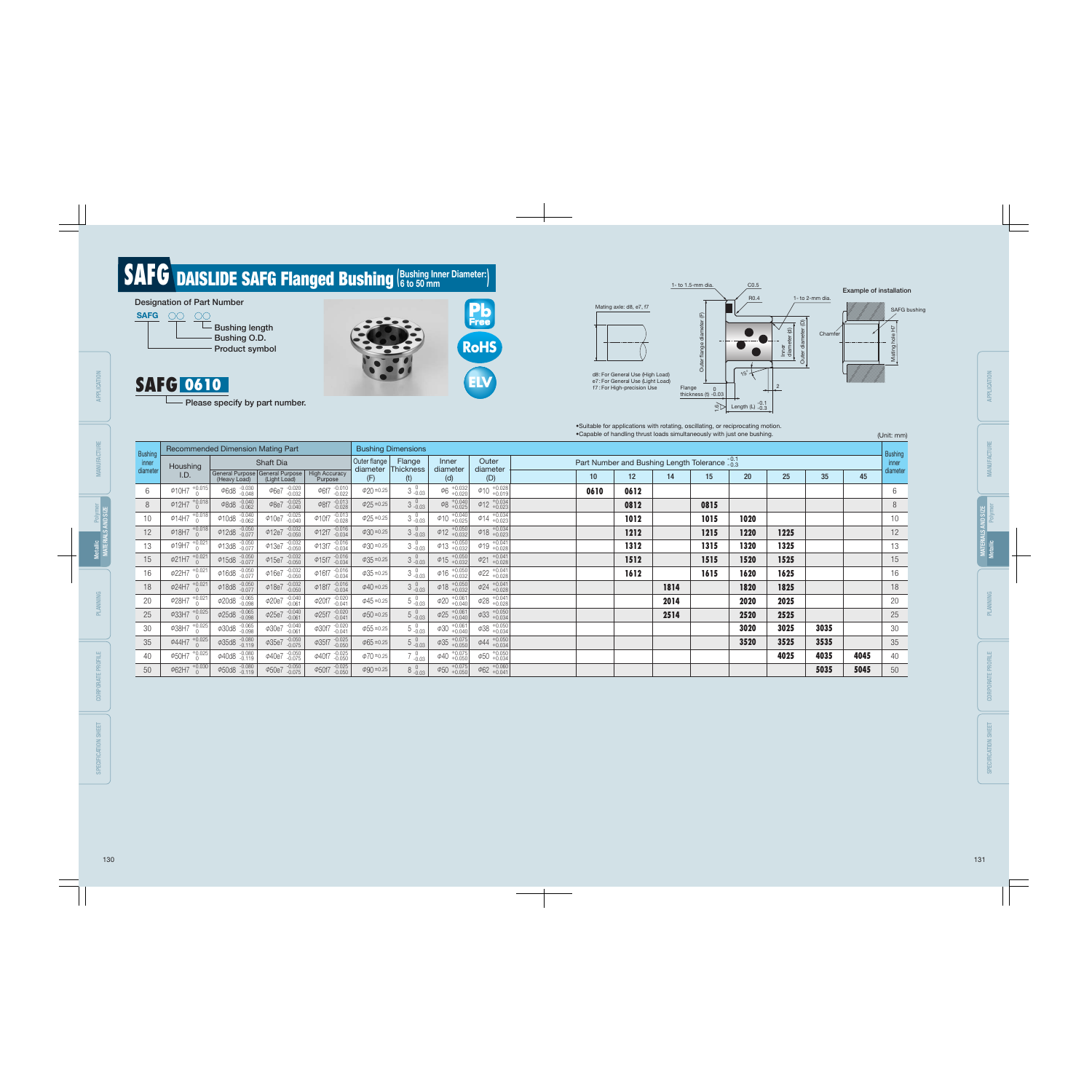# SAFG DAISLIDE SAFG Flanged Bushing (Bushing Inner Diameter: 6 to 50 mm)

**Designation of Part Number**

SAFG ○○ ○○
- Bushing length
- Bushing O.D.
- Product symbol

**SAFG 0610**

Please specify by part number.

Pb Free / RoHS / ELV

Mating axle: d8, e7, f7

d8: For General Use (High Load)
e7: For General Use (Light Load)
f7: For High-precision Use

1- to 1.5-mm dia. C0.5 R0.4 1- to 2-mm dia. Chamfer 15° 2

Outer flange diameter (F) / Inner diameter (d) / Outer diameter (D) / Flange thickness (t) $^{0}_{-0.03}$ / Length (L) $^{-0.1}_{-0.3}$ / 1.6

**Example of installation**

SAFG bushing / Mating hole H7

•Suitable for applications with rotating, oscillating, or reciprocating motion.
•Capable of handling thrust loads simultaneously with just one bushing.

(Unit: mm)

| Bushing inner diameter | Recommended Dimension Mating Part | | | | Bushing Dimensions | | | | Part Number and Bushing Length Tolerance $^{-0.1}_{-0.3}$ | | | | | | | | Bushing inner diameter |
|---|---|---|---|---|---|---|---|---|---|---|---|---|---|---|---|---|---|
| | Houshing I.D. | Shaft Dia General Purpose (Heavy Load) | Shaft Dia General Purpose (Light Load) | Shaft Dia High Accuracy Purpose | Outer flange diameter (F) | Flange Thickness (t) | Inner diameter (d) | Outer diameter (D) | 10 | 12 | 14 | 15 | 20 | 25 | 35 | 45 | |
| 6 | φ10H7 $^{+0.015}_{0}$ | φ6d8 $^{-0.030}_{-0.048}$ | φ6e7 $^{-0.020}_{-0.032}$ | φ6f7 $^{-0.010}_{-0.022}$ | φ20 ±0.25 | 3 $^{0}_{-0.03}$ | φ6 $^{+0.032}_{+0.020}$ | φ10 $^{+0.028}_{+0.019}$ | 0610 | 0612 | | | | | | | 6 |
| 8 | φ12H7 $^{+0.018}_{0}$ | φ8d8 $^{-0.040}_{-0.062}$ | φ8e7 $^{-0.025}_{-0.040}$ | φ8f7 $^{-0.013}_{-0.028}$ | φ25 ±0.25 | 3 $^{0}_{-0.03}$ | φ8 $^{+0.040}_{+0.025}$ | φ12 $^{+0.034}_{+0.023}$ | | 0812 | | 0815 | | | | | 8 |
| 10 | φ14H7 $^{+0.018}_{0}$ | φ10d8 $^{-0.040}_{-0.062}$ | φ10e7 $^{-0.025}_{-0.040}$ | φ10f7 $^{-0.013}_{-0.028}$ | φ25 ±0.25 | 3 $^{0}_{-0.03}$ | φ10 $^{+0.040}_{+0.025}$ | φ14 $^{+0.034}_{+0.023}$ | | 1012 | | 1015 | 1020 | | | | 10 |
| 12 | φ18H7 $^{+0.018}_{0}$ | φ12d8 $^{-0.050}_{-0.077}$ | φ12e7 $^{-0.032}_{-0.050}$ | φ12f7 $^{-0.016}_{-0.034}$ | φ30 ±0.25 | 3 $^{0}_{-0.03}$ | φ12 $^{+0.050}_{+0.032}$ | φ18 $^{+0.034}_{+0.023}$ | | 1212 | | 1215 | 1220 | 1225 | | | 12 |
| 13 | φ19H7 $^{+0.021}_{0}$ | φ13d8 $^{-0.050}_{-0.077}$ | φ13e7 $^{-0.032}_{-0.050}$ | φ13f7 $^{-0.016}_{-0.034}$ | φ30 ±0.25 | 3 $^{0}_{-0.03}$ | φ13 $^{+0.050}_{+0.032}$ | φ19 $^{+0.041}_{+0.028}$ | | 1312 | | 1315 | 1320 | 1325 | | | 13 |
| 15 | φ21H7 $^{+0.021}_{0}$ | φ15d8 $^{-0.050}_{-0.077}$ | φ15e7 $^{-0.032}_{-0.050}$ | φ15f7 $^{-0.016}_{-0.034}$ | φ35 ±0.25 | 3 $^{0}_{-0.03}$ | φ15 $^{+0.050}_{+0.032}$ | φ21 $^{+0.041}_{+0.028}$ | | 1512 | | 1515 | 1520 | 1525 | | | 15 |
| 16 | φ22H7 $^{+0.021}_{0}$ | φ16d8 $^{-0.050}_{-0.077}$ | φ16e7 $^{-0.032}_{-0.050}$ | φ16f7 $^{-0.016}_{-0.034}$ | φ35 ±0.25 | 3 $^{0}_{-0.03}$ | φ16 $^{+0.050}_{+0.032}$ | φ22 $^{+0.041}_{+0.028}$ | | 1612 | | 1615 | 1620 | 1625 | | | 16 |
| 18 | φ24H7 $^{+0.021}_{0}$ | φ18d8 $^{-0.050}_{-0.077}$ | φ18e7 $^{-0.032}_{-0.050}$ | φ18f7 $^{-0.016}_{-0.034}$ | φ40 ±0.25 | 3 $^{0}_{-0.03}$ | φ18 $^{+0.050}_{+0.032}$ | φ24 $^{+0.041}_{+0.028}$ | | | 1814 | | 1820 | 1825 | | | 18 |
| 20 | φ28H7 $^{+0.021}_{0}$ | φ20d8 $^{-0.065}_{-0.098}$ | φ20e7 $^{-0.040}_{-0.061}$ | φ20f7 $^{-0.020}_{-0.041}$ | φ45 ±0.25 | 5 $^{0}_{-0.03}$ | φ20 $^{+0.061}_{+0.040}$ | φ28 $^{+0.041}_{+0.028}$ | | | 2014 | | 2020 | 2025 | | | 20 |
| 25 | φ33H7 $^{+0.025}_{0}$ | φ25d8 $^{-0.065}_{-0.098}$ | φ25e7 $^{-0.040}_{-0.061}$ | φ25f7 $^{-0.020}_{-0.041}$ | φ50 ±0.25 | 5 $^{0}_{-0.03}$ | φ25 $^{+0.061}_{+0.040}$ | φ33 $^{+0.050}_{+0.034}$ | | | 2514 | | 2520 | 2525 | | | 25 |
| 30 | φ38H7 $^{+0.025}_{0}$ | φ30d8 $^{-0.065}_{-0.098}$ | φ30e7 $^{-0.040}_{-0.061}$ | φ30f7 $^{-0.020}_{-0.041}$ | φ55 ±0.25 | 5 $^{0}_{-0.03}$ | φ30 $^{+0.061}_{+0.040}$ | φ38 $^{+0.050}_{+0.034}$ | | | | | 3020 | 3025 | 3035 | | 30 |
| 35 | φ44H7 $^{+0.025}_{0}$ | φ35d8 $^{-0.080}_{-0.119}$ | φ35e7 $^{-0.050}_{-0.075}$ | φ35f7 $^{-0.025}_{-0.050}$ | φ65 ±0.25 | 5 $^{0}_{-0.03}$ | φ35 $^{+0.075}_{+0.050}$ | φ44 $^{+0.050}_{+0.034}$ | | | | | 3520 | 3525 | 3535 | | 35 |
| 40 | φ50H7 $^{+0.025}_{0}$ | φ40d8 $^{-0.080}_{-0.119}$ | φ40e7 $^{-0.050}_{-0.075}$ | φ40f7 $^{-0.025}_{-0.050}$ | φ70 ±0.25 | 7 $^{0}_{-0.03}$ | φ40 $^{+0.075}_{+0.050}$ | φ50 $^{+0.050}_{+0.034}$ | | | | | | 4025 | 4035 | 4045 | 40 |
| 50 | φ62H7 $^{+0.030}_{0}$ | φ50d8 $^{-0.080}_{-0.119}$ | φ50e7 $^{-0.050}_{-0.075}$ | φ50f7 $^{-0.025}_{-0.050}$ | φ90 ±0.25 | 8 $^{0}_{-0.03}$ | φ50 $^{+0.075}_{+0.050}$ | φ62 $^{+0.060}_{+0.041}$ | | | | | | | 5035 | 5045 | 50 |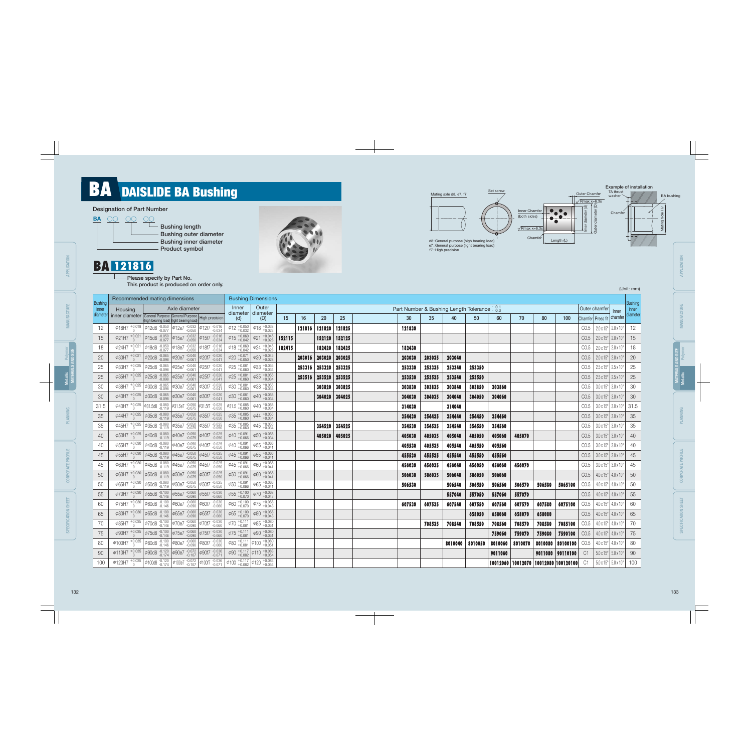# BA DAISLIDE BA Bushing

**Designation of Part Number**

**BA** ○○ ○○ ○○
- Bushing length
- Bushing outer diameter
- Bushing inner diameter
- Product symbol

**BA 121816**

Please specify by Part No.
This product is produced on order only.

Mating axle d8, e7, f7 — Set screw — Inner Chamfer (both sides) — Rmax x=6.3s — Chamfer — Length (L) — Outer Chamfer — Rmax x=6.3s — Inner diameter (d) — Outer diameter (D)

d8: General purpose (high bearing load)
e7: General purpose (light bearing load)
f7: High precision

**Example of installation**: TA thrust washer — BA bushing — Chamfer — Mating hole H7

(Unit: mm)

| Bushing inner diameter | Recommended mating dimensions: Housing inner diameter | Axle diameter: General Purpose (high bearing load) | Axle diameter: General Purpose (light bearing load) | Axle diameter: High precision | Bushing Dimensions: Inner diameter (d) | Bushing Dimensions: Outer diameter (D) | Part Number & Bushing Length Tolerance $^{-0.1}_{-0.3}$: 15 | 16 | 20 | 25 | 30 | 35 | 40 | 50 | 60 | 70 | 80 | 100 | Outer chamfer: Chamfer | Outer chamfer: Press fit | Inner chamfer | Bushing inner diameter |
|---|---|---|---|---|---|---|---|---|---|---|---|---|---|---|---|---|---|---|---|---|---|---|
| 12 | $\phi 18H7^{+0.018}_{0}$ | $\phi 12d8^{-0.050}_{-0.077}$ | $\phi 12e7^{-0.032}_{-0.050}$ | $\phi 12f7^{-0.016}_{-0.034}$ | $\phi 12^{+0.050}_{+0.032}$ | $\phi 18^{+0.038}_{+0.023}$ | | 121816 | 121820 | 121825 | 121830 | | | | | | | | C0.5 | 2.0x15° | 2.0x10° | 12 |
| 15 | $\phi 21H7^{+0.021}_{0}$ | $\phi 15d8^{-0.050}_{-0.077}$ | $\phi 15e7^{-0.032}_{-0.050}$ | $\phi 15f7^{-0.016}_{-0.034}$ | $\phi 15^{+0.060}_{+0.042}$ | $\phi 21^{+0.045}_{+0.028}$ | 152115 | | 152120 | 152125 | | | | | | | | | C0.5 | 2.0x15° | 2.0x10° | 15 |
| 18 | $\phi 24H7^{+0.021}_{0}$ | $\phi 18d8^{-0.050}_{-0.077}$ | $\phi 18e7^{-0.032}_{-0.050}$ | $\phi 18f7^{-0.016}_{-0.034}$ | $\phi 18^{+0.060}_{+0.042}$ | $\phi 24^{+0.045}_{+0.028}$ | 182415 | | 182420 | 182425 | 182430 | | | | | | | | C0.5 | 2.0x15° | 2.0x10° | 18 |
| 20 | $\phi 30H7^{+0.021}_{0}$ | $\phi 20d8^{-0.065}_{-0.098}$ | $\phi 20e7^{-0.040}_{-0.061}$ | $\phi 20f7^{-0.020}_{-0.041}$ | $\phi 20^{+0.071}_{+0.050}$ | $\phi 30^{+0.045}_{+0.028}$ | | 203016 | 203020 | 203025 | 203030 | 203035 | 203040 | | | | | | C0.5 | 2.0x15° | 2.0x10° | 20 |
| 25 | $\phi 33H7^{+0.025}_{0}$ | $\phi 25d8^{-0.065}_{-0.098}$ | $\phi 25e7^{-0.040}_{-0.061}$ | $\phi 25f7^{-0.020}_{-0.041}$ | $\phi 25^{+0.081}_{+0.060}$ | $\phi 33^{+0.055}_{+0.034}$ | | 253316 | 253320 | 253325 | 253330 | 253335 | 253340 | 253350 | | | | | C0.5 | 2.5x15° | 2.5x10° | 25 |
| 25 | $\phi 35H7^{+0.025}_{0}$ | $\phi 25d8^{-0.065}_{-0.098}$ | $\phi 25e7^{-0.040}_{-0.061}$ | $\phi 25f7^{-0.020}_{-0.041}$ | $\phi 25^{+0.081}_{+0.060}$ | $\phi 35^{+0.055}_{+0.034}$ | | 253516 | 253520 | 253525 | 253530 | 253535 | 253540 | 253550 | | | | | C0.5 | 2.5x15° | 2.5x10° | 25 |
| 30 | $\phi 38H7^{+0.025}_{0}$ | $\phi 30d8^{-0.065}_{-0.098}$ | $\phi 30e7^{-0.040}_{-0.061}$ | $\phi 30f7^{-0.020}_{-0.041}$ | $\phi 30^{+0.081}_{+0.060}$ | $\phi 38^{+0.055}_{+0.034}$ | | | 303820 | 303825 | 303830 | 303835 | 303840 | 303850 | 303860 | | | | C0.5 | 3.0x15° | 3.0x10° | 30 |
| 30 | $\phi 40H7^{+0.025}_{0}$ | $\phi 30d8^{-0.065}_{-0.098}$ | $\phi 30e7^{-0.040}_{-0.061}$ | $\phi 30f7^{-0.020}_{-0.041}$ | $\phi 30^{+0.081}_{+0.060}$ | $\phi 40^{+0.055}_{+0.034}$ | | | 304020 | 304025 | 304030 | 304035 | 304040 | 304050 | 304060 | | | | C0.5 | 3.0x15° | 3.0x10° | 30 |
| 31.5 | $\phi 40H7^{+0.025}_{0}$ | $\phi 31.5d8^{-0.080}_{-0.119}$ | $\phi 31.5e7^{-0.050}_{-0.075}$ | $\phi 31.5f7^{-0.025}_{-0.050}$ | $\phi 31.5^{+0.085}_{+0.060}$ | $\phi 40^{+0.055}_{+0.034}$ | | | | | 314030 | | 314040 | | | | | | C0.5 | 3.0x15° | 3.0x10° | 31.5 |
| 35 | $\phi 44H7^{+0.025}_{0}$ | $\phi 35d8^{-0.080}_{-0.119}$ | $\phi 35e7^{-0.050}_{-0.075}$ | $\phi 35f7^{-0.025}_{-0.050}$ | $\phi 35^{+0.085}_{+0.060}$ | $\phi 44^{+0.055}_{+0.034}$ | | | | | 354430 | 354435 | 354440 | 354450 | 354460 | | | | C0.5 | 3.0x15° | 3.0x10° | 35 |
| 35 | $\phi 45H7^{+0.025}_{0}$ | $\phi 35d8^{-0.080}_{-0.119}$ | $\phi 35e7^{-0.050}_{-0.075}$ | $\phi 35f7^{-0.025}_{-0.050}$ | $\phi 35^{+0.085}_{+0.060}$ | $\phi 45^{+0.055}_{+0.034}$ | | | 354520 | 354525 | 354530 | 354535 | 354540 | 354550 | 354560 | | | | C0.5 | 3.0x15° | 3.0x10° | 35 |
| 40 | $\phi 50H7^{+0.025}_{0}$ | $\phi 40d8^{-0.080}_{-0.119}$ | $\phi 40e7^{-0.050}_{-0.075}$ | $\phi 40f7^{-0.025}_{-0.050}$ | $\phi 40^{+0.091}_{+0.066}$ | $\phi 50^{+0.055}_{+0.034}$ | | | 405020 | 405025 | 405030 | 405035 | 405040 | 405050 | 405060 | 405070 | | | C0.5 | 3.0x15° | 3.0x10° | 40 |
| 40 | $\phi 55H7^{+0.030}_{0}$ | $\phi 40d8^{-0.080}_{-0.119}$ | $\phi 40e7^{-0.050}_{-0.075}$ | $\phi 40f7^{-0.025}_{-0.050}$ | $\phi 40^{+0.091}_{+0.066}$ | $\phi 55^{+0.066}_{+0.041}$ | | | | | 405530 | 405535 | 405540 | 405550 | 405560 | | | | C0.5 | 3.0x15° | 3.0x10° | 40 |
| 45 | $\phi 55H7^{+0.030}_{0}$ | $\phi 45d8^{-0.080}_{-0.119}$ | $\phi 45e7^{-0.050}_{-0.075}$ | $\phi 45f7^{-0.025}_{-0.050}$ | $\phi 45^{+0.091}_{+0.066}$ | $\phi 55^{+0.066}_{+0.041}$ | | | | | 455530 | 455535 | 455540 | 455550 | 455560 | | | | C0.5 | 3.0x15° | 3.0x10° | 45 |
| 45 | $\phi 60H7^{+0.030}_{0}$ | $\phi 45d8^{-0.080}_{-0.119}$ | $\phi 45e7^{-0.050}_{-0.075}$ | $\phi 45f7^{-0.025}_{-0.050}$ | $\phi 45^{+0.091}_{+0.066}$ | $\phi 60^{+0.066}_{+0.041}$ | | | | | 456030 | 456035 | 456040 | 456050 | 456060 | 456070 | | | C0.5 | 3.0x15° | 3.0x10° | 45 |
| 50 | $\phi 60H7^{+0.030}_{0}$ | $\phi 50d8^{-0.080}_{-0.119}$ | $\phi 50e7^{-0.050}_{-0.075}$ | $\phi 50f7^{-0.025}_{-0.050}$ | $\phi 50^{+0.091}_{+0.066}$ | $\phi 60^{+0.066}_{+0.041}$ | | | | | 506030 | 506035 | 506040 | 506050 | 506060 | | | | C0.5 | 4.0x15° | 4.0x10° | 50 |
| 50 | $\phi 65H7^{+0.030}_{0}$ | $\phi 50d8^{-0.080}_{-0.119}$ | $\phi 50e7^{-0.050}_{-0.075}$ | $\phi 50f7^{-0.025}_{-0.050}$ | $\phi 50^{+0.091}_{+0.066}$ | $\phi 65^{+0.066}_{+0.041}$ | | | | | 506530 | | 506540 | 506550 | 506560 | 506570 | 506580 | 5065100 | C0.5 | 4.0x15° | 4.0x10° | 50 |
| 55 | $\phi 70H7^{+0.030}_{0}$ | $\phi 55d8^{-0.100}_{-0.146}$ | $\phi 55e7^{-0.060}_{-0.090}$ | $\phi 55f7^{-0.030}_{-0.060}$ | $\phi 55^{+0.100}_{+0.070}$ | $\phi 70^{+0.068}_{+0.043}$ | | | | | | | 557040 | 557050 | 557060 | 557070 | | | C0.5 | 4.0x15° | 4.0x10° | 55 |
| 60 | $\phi 75H7^{+0.030}_{0}$ | $\phi 60d8^{-0.100}_{-0.146}$ | $\phi 60e7^{-0.060}_{-0.090}$ | $\phi 60f7^{-0.030}_{-0.060}$ | $\phi 60^{+0.100}_{+0.070}$ | $\phi 75^{+0.068}_{+0.043}$ | | | | | 607530 | 607535 | 607540 | 607550 | 607560 | 607570 | 607580 | 6075100 | C0.5 | 4.0x15° | 4.0x10° | 60 |
| 65 | $\phi 80H7^{+0.030}_{0}$ | $\phi 65d8^{-0.100}_{-0.146}$ | $\phi 65e7^{-0.060}_{-0.090}$ | $\phi 65f7^{-0.030}_{-0.060}$ | $\phi 65^{+0.100}_{+0.070}$ | $\phi 80^{+0.068}_{+0.043}$ | | | | | | | | 658050 | 658060 | 658070 | 658080 | | C0.5 | 4.0x15° | 4.0x10° | 65 |
| 70 | $\phi 85H7^{+0.035}_{0}$ | $\phi 70d8^{-0.100}_{-0.146}$ | $\phi 70e7^{-0.060}_{-0.090}$ | $\phi 70f7^{-0.030}_{-0.060}$ | $\phi 70^{+0.111}_{+0.081}$ | $\phi 85^{+0.080}_{+0.051}$ | | | | | | 708535 | 708540 | 708550 | 708560 | 708570 | 708580 | 7085100 | C0.5 | 4.0x15° | 4.0x10° | 70 |
| 75 | $\phi 90H7^{+0.035}_{0}$ | $\phi 75d8^{-0.100}_{-0.146}$ | $\phi 75e7^{-0.060}_{-0.090}$ | $\phi 75f7^{-0.030}_{-0.060}$ | $\phi 75^{+0.111}_{+0.081}$ | $\phi 90^{+0.080}_{+0.051}$ | | | | | | | | | 759060 | 759070 | 759080 | 7590100 | C0.5 | 4.0x15° | 4.0x10° | 75 |
| 80 | $\phi 100H7^{+0.035}_{0}$ | $\phi 80d8^{-0.100}_{-0.146}$ | $\phi 80e7^{-0.060}_{-0.090}$ | $\phi 80f7^{-0.030}_{-0.060}$ | $\phi 80^{+0.111}_{+0.081}$ | $\phi 100^{+0.080}_{+0.051}$ | | | | | | | 8010040 | 8010050 | 8010060 | 8010070 | 8010080 | 80100100 | C0.5 | 4.0x15° | 4.0x10° | 80 |
| 90 | $\phi 110H7^{+0.035}_{0}$ | $\phi 90d8^{-0.120}_{-0.174}$ | $\phi 90e7^{-0.072}_{-0.107}$ | $\phi 90f7^{-0.036}_{-0.071}$ | $\phi 90^{+0.117}_{+0.082}$ | $\phi 110^{+0.083}_{+0.054}$ | | | | | | | | | 9011060 | | 9011080 | 90110100 | C1 | 5.0x15° | 5.0x10° | 90 |
| 100 | $\phi 120H7^{+0.035}_{0}$ | $\phi 100d8^{-0.120}_{-0.174}$ | $\phi 100e7^{-0.072}_{-0.107}$ | $\phi 100f7^{-0.036}_{-0.071}$ | $\phi 100^{+0.117}_{+0.082}$ | $\phi 120^{+0.083}_{+0.054}$ | | | | | | | | | 10012060 | 10012070 | 10012080 | 100120100 | C1 | 5.0x15° | 5.0x10° | 100 |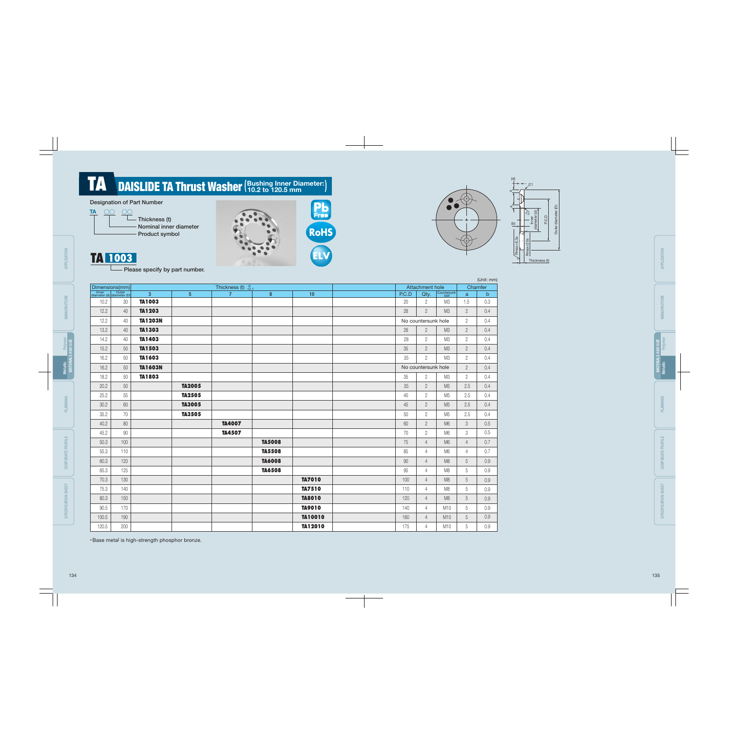# TA DAISLIDE TA Thrust Washer (Bushing Inner Diameter: 10.2 to 120.5 mm)

**Designation of Part Number**

TA ○○ ○○
- Thickness (t)
- Nominal inner diameter
- Product symbol

**TA 1003**
Please specify by part number.

Pb Free / RoHS / ELV

(Unit: mm)

| Dimensions(mm) | | Thickness (t) $^{0}_{-0.1}$ | | | | | | Attachment hole | | | Chamfer | |
|---|---|---|---|---|---|---|---|---|---|---|---|---|
| Inner diameter (d) | Outer diameter (D) | 3 | 5 | 7 | 8 | 10 | | P.C.D | Qty. | Countersunk bolt | a | b |
| 10.2 | 30 | TA1003 | | | | | | 20 | 2 | M3 | 1.5 | 0.3 |
| 12.2 | 40 | TA1203 | | | | | | 28 | 2 | M3 | 2 | 0.4 |
| 12.2 | 40 | TA1203N | | | | | | No countersunk hole | | | 2 | 0.4 |
| 13.2 | 40 | TA1303 | | | | | | 28 | 2 | M3 | 2 | 0.4 |
| 14.2 | 40 | TA1403 | | | | | | 28 | 2 | M3 | 2 | 0.4 |
| 15.2 | 50 | TA1503 | | | | | | 35 | 2 | M3 | 2 | 0.4 |
| 16.2 | 50 | TA1603 | | | | | | 35 | 2 | M3 | 2 | 0.4 |
| 16.2 | 50 | TA1603N | | | | | | No countersunk hole | | | 2 | 0.4 |
| 18.2 | 50 | TA1803 | | | | | | 35 | 2 | M3 | 2 | 0.4 |
| 20.2 | 50 | | TA2005 | | | | | 35 | 2 | M5 | 2.5 | 0.4 |
| 25.2 | 55 | | TA2505 | | | | | 40 | 2 | M5 | 2.5 | 0.4 |
| 30.2 | 60 | | TA3005 | | | | | 45 | 2 | M5 | 2.5 | 0.4 |
| 35.2 | 70 | | TA3505 | | | | | 50 | 2 | M5 | 2.5 | 0.4 |
| 40.2 | 80 | | | TA4007 | | | | 60 | 2 | M6 | 3 | 0.5 |
| 45.2 | 90 | | | TA4507 | | | | 70 | 2 | M6 | 3 | 0.5 |
| 50.3 | 100 | | | | TA5008 | | | 75 | 4 | M6 | 4 | 0.7 |
| 55.3 | 110 | | | | TA5508 | | | 85 | 4 | M6 | 4 | 0.7 |
| 60.3 | 120 | | | | TA6008 | | | 90 | 4 | M8 | 5 | 0.9 |
| 65.3 | 125 | | | | TA6508 | | | 95 | 4 | M8 | 5 | 0.9 |
| 70.3 | 130 | | | | | TA7010 | | 100 | 4 | M8 | 5 | 0.9 |
| 75.3 | 140 | | | | | TA7510 | | 110 | 4 | M8 | 5 | 0.9 |
| 80.3 | 150 | | | | | TA8010 | | 120 | 4 | M8 | 5 | 0.9 |
| 90.5 | 170 | | | | | TA9010 | | 140 | 4 | M10 | 5 | 0.9 |
| 100.5 | 190 | | | | | TA10010 | | 160 | 4 | M10 | 5 | 0.9 |
| 120.5 | 200 | | | | | TA12010 | | 175 | 4 | M10 | 5 | 0.9 |

*Base metal is high-strength phosphor bronze.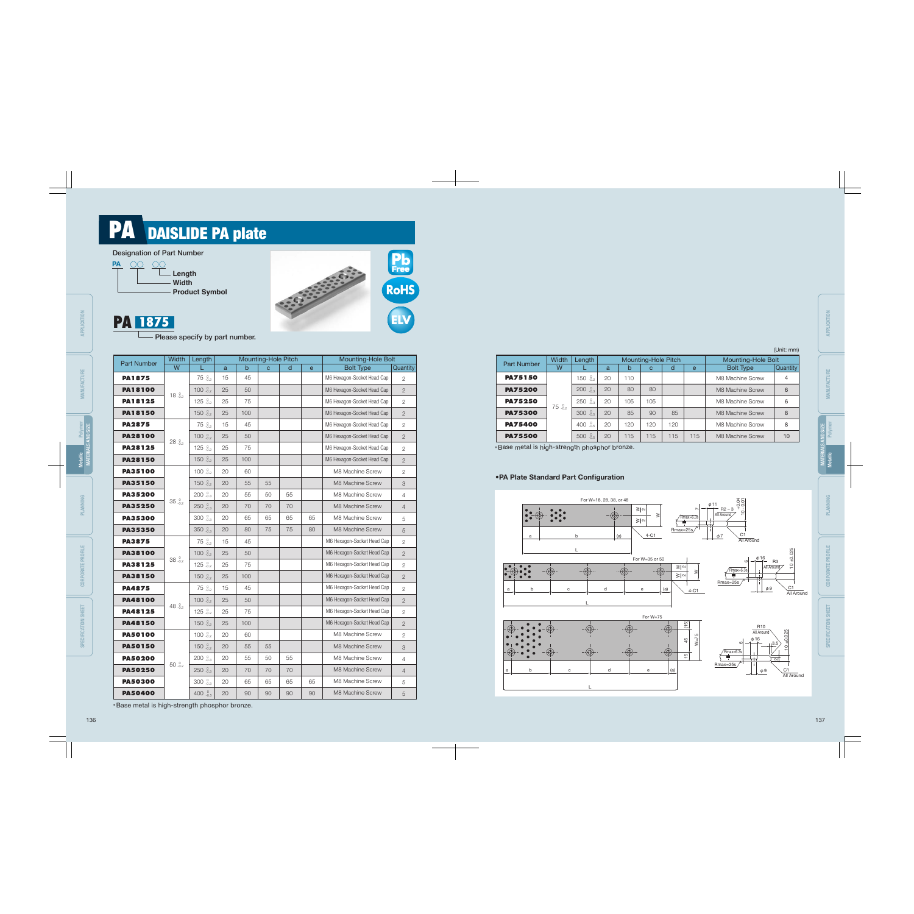# PA DAISLIDE PA plate

Designation of Part Number

PA ○○ ○○
- Length
- Width
- Product Symbol

**PA 1875**
Please specify by part number.

Pb Free / RoHS / ELV

| Part Number | Width | Length | Mounting-Hole Pitch | | | | | Mounting-Hole Bolt | |
|---|---|---|---|---|---|---|---|---|---|
| | W | L | a | b | c | d | e | Bolt Type | Quantity |
| PA1875 | 18 $^{0}_{-0.2}$ | 75 $^{0}_{-0.2}$ | 15 | 45 | | | | M6 Hexagon-Socket Head Cap | 2 |
| PA18100 | | 100 $^{0}_{-0.2}$ | 25 | 50 | | | | M6 Hexagon-Socket Head Cap | 2 |
| PA18125 | | 125 $^{0}_{-0.2}$ | 25 | 75 | | | | M6 Hexagon-Socket Head Cap | 2 |
| PA18150 | | 150 $^{0}_{-0.2}$ | 25 | 100 | | | | M6 Hexagon-Socket Head Cap | 2 |
| PA2875 | 28 $^{0}_{-0.2}$ | 75 $^{0}_{-0.2}$ | 15 | 45 | | | | M6 Hexagon-Socket Head Cap | 2 |
| PA28100 | | 100 $^{0}_{-0.2}$ | 25 | 50 | | | | M6 Hexagon-Socket Head Cap | 2 |
| PA28125 | | 125 $^{0}_{-0.2}$ | 25 | 75 | | | | M6 Hexagon-Socket Head Cap | 2 |
| PA28150 | | 150 $^{0}_{-0.2}$ | 25 | 100 | | | | M6 Hexagon-Socket Head Cap | 2 |
| PA35100 | 35 $^{0}_{-0.2}$ | 100 $^{0}_{-0.2}$ | 20 | 60 | | | | M8 Machine Screw | 2 |
| PA35150 | | 150 $^{0}_{-0.2}$ | 20 | 55 | 55 | | | M8 Machine Screw | 3 |
| PA35200 | | 200 $^{0}_{-0.3}$ | 20 | 55 | 50 | 55 | | M8 Machine Screw | 4 |
| PA35250 | | 250 $^{0}_{-0.3}$ | 20 | 70 | 70 | 70 | | M8 Machine Screw | 4 |
| PA35300 | | 300 $^{0}_{-0.3}$ | 20 | 65 | 65 | 65 | 65 | M8 Machine Screw | 5 |
| PA35350 | | 350 $^{0}_{-0.3}$ | 20 | 80 | 75 | 75 | 80 | M8 Machine Screw | 5 |
| PA3875 | 38 $^{0}_{-0.2}$ | 75 $^{0}_{-0.2}$ | 15 | 45 | | | | M6 Hexagon-Socket Head Cap | 2 |
| PA38100 | | 100 $^{0}_{-0.2}$ | 25 | 50 | | | | M6 Hexagon-Socket Head Cap | 2 |
| PA38125 | | 125 $^{0}_{-0.2}$ | 25 | 75 | | | | M6 Hexagon-Socket Head Cap | 2 |
| PA38150 | | 150 $^{0}_{-0.2}$ | 25 | 100 | | | | M6 Hexagon-Socket Head Cap | 2 |
| PA4875 | 48 $^{0}_{-0.2}$ | 75 $^{0}_{-0.2}$ | 15 | 45 | | | | M6 Hexagon-Socket Head Cap | 2 |
| PA48100 | | 100 $^{0}_{-0.2}$ | 25 | 50 | | | | M6 Hexagon-Socket Head Cap | 2 |
| PA48125 | | 125 $^{0}_{-0.2}$ | 25 | 75 | | | | M6 Hexagon-Socket Head Cap | 2 |
| PA48150 | | 150 $^{0}_{-0.2}$ | 25 | 100 | | | | M6 Hexagon-Socket Head Cap | 2 |
| PA50100 | 50 $^{0}_{-0.2}$ | 100 $^{0}_{-0.2}$ | 20 | 60 | | | | M8 Machine Screw | 2 |
| PA50150 | | 150 $^{0}_{-0.2}$ | 20 | 55 | 55 | | | M8 Machine Screw | 3 |
| PA50200 | | 200 $^{0}_{-0.3}$ | 20 | 55 | 50 | 55 | | M8 Machine Screw | 4 |
| PA50250 | | 250 $^{0}_{-0.3}$ | 20 | 70 | 70 | 70 | | M8 Machine Screw | 4 |
| PA50300 | | 300 $^{0}_{-0.3}$ | 20 | 65 | 65 | 65 | 65 | M8 Machine Screw | 5 |
| PA50400 | | 400 $^{0}_{-0.5}$ | 20 | 90 | 90 | 90 | 90 | M8 Machine Screw | 5 |

*Base metal is high-strength phosphor bronze.

(Unit: mm)

| Part Number | Width | Length | Mounting-Hole Pitch | | | | | Mounting-Hole Bolt | |
|---|---|---|---|---|---|---|---|---|---|
| | W | L | a | b | c | d | e | Bolt Type | Quantity |
| PA75150 | 75 $^{0}_{-0.2}$ | 150 $^{0}_{-0.2}$ | 20 | 110 | | | | M8 Machine Screw | 4 |
| PA75200 | | 200 $^{0}_{-0.3}$ | 20 | 80 | 80 | | | M8 Machine Screw | 6 |
| PA75250 | | 250 $^{0}_{-0.3}$ | 20 | 105 | 105 | | | M8 Machine Screw | 6 |
| PA75300 | | 300 $^{0}_{-0.3}$ | 20 | 85 | 90 | 85 | | M8 Machine Screw | 8 |
| PA75400 | | 400 $^{0}_{-0.4}$ | 20 | 120 | 120 | 120 | | M8 Machine Screw | 8 |
| PA75500 | | 500 $^{0}_{-0.5}$ | 20 | 115 | 115 | 115 | 115 | M8 Machine Screw | 10 |

*Base metal is high-strength phosphor bronze.

## •PA Plate Standard Part Configuration

For W=18, 28, 38, or 48

For W=35 or 50

For W=75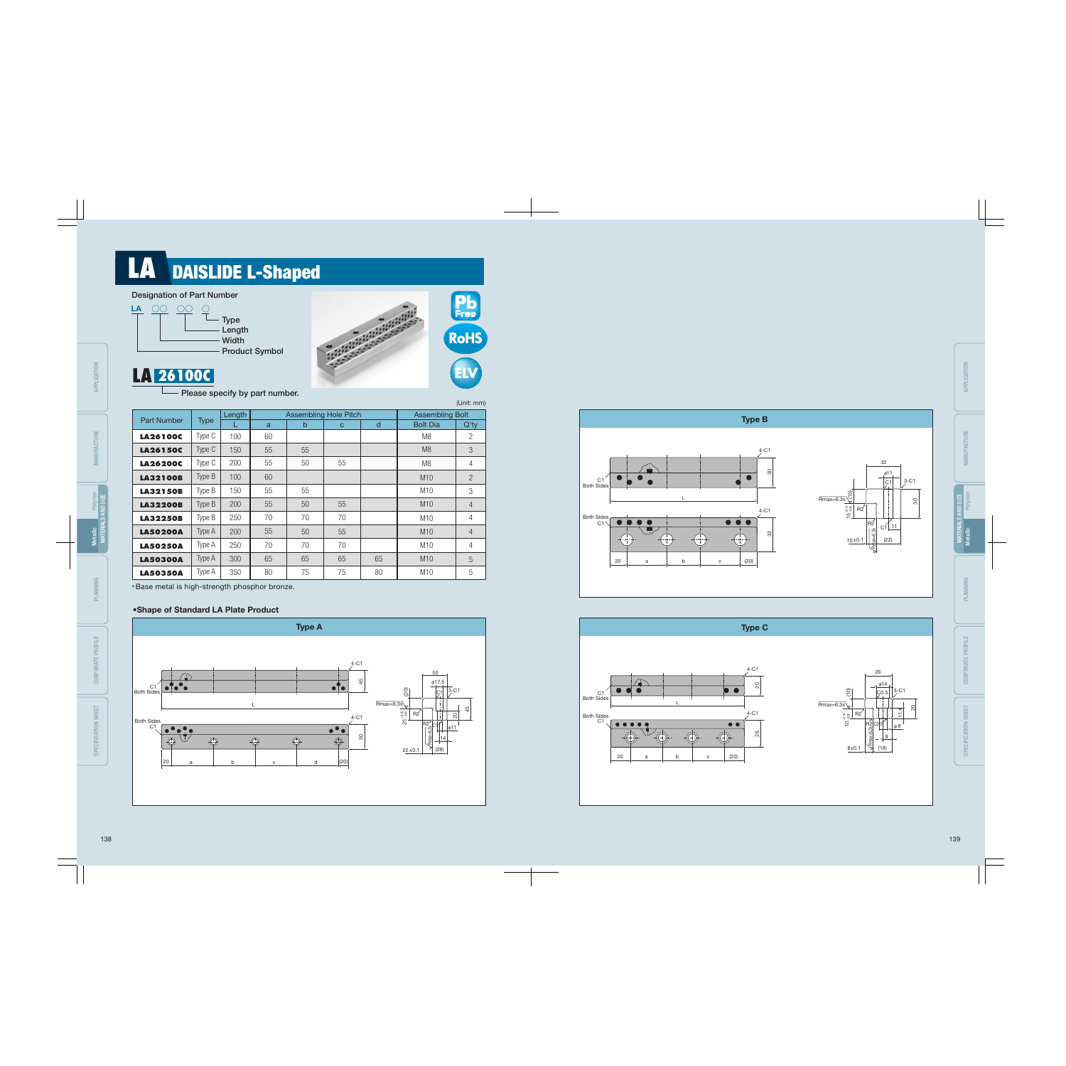# LA DAISLIDE L-Shaped

Designation of Part Number

LA ○○ ○○ ○
- Type
- Length
- Width
- Product Symbol

**LA 26100C**

Please specify by part number.

Pb Free

RoHS

ELV

(Unit: mm)

| Part Number | Type | Length | Assembling Hole Pitch | | | | Assembling Bolt | |
|---|---|---|---|---|---|---|---|---|
| | | L | a | b | c | d | Bolt Dia | Q'ty |
| **LA26100C** | Type C | 100 | 60 | | | | M8 | 2 |
| **LA26150C** | Type C | 150 | 55 | 55 | | | M8 | 3 |
| **LA26200C** | Type C | 200 | 55 | 50 | 55 | | M8 | 4 |
| **LA32100B** | Type B | 100 | 60 | | | | M10 | 2 |
| **LA32150B** | Type B | 150 | 55 | 55 | | | M10 | 3 |
| **LA32200B** | Type B | 200 | 55 | 50 | 55 | | M10 | 4 |
| **LA32250B** | Type B | 250 | 70 | 70 | 70 | | M10 | 4 |
| **LA50200A** | Type A | 200 | 55 | 50 | 55 | | M10 | 4 |
| **LA50250A** | Type A | 250 | 70 | 70 | 70 | | M10 | 4 |
| **LA50300A** | Type A | 300 | 65 | 65 | 65 | 65 | M10 | 5 |
| **LA50350A** | Type A | 350 | 80 | 75 | 75 | 80 | M10 | 5 |

*Base metal is high-strength phosphor bronze.

**•Shape of Standard LA Plate Product**

**Type A**

4-C1
C1 Both Sides
L
45
Both Sides C1
4-C1
50
20 a b c d (20)
50
φ17.5
3-C1
(20)
Rmax=6.3s
R2
25 +0 −0.05
20
45
C1
φ11
14
22±0.1
(28)

**Type B**

4-C1
C1 Both Sides
30
L
Both Sides C1
4-C1
32
20 a b c (20)
32
φ11
C1
3-C1
Rmax=6.3s
(15)
15 +0 −0.05
R2
30
R2
C1
11
10±0.1
(22)

**Type C**

4-C1
C1 Both Sides
20
L
Both Sides C1
4-C1
26
20 a b c (20)
26
φ14
C0.5
3-C1
Rmax=6.3s
(10)
10 +0 −0.05
R2
11.4
20
R2
C0.5
φ9
8
8±0.1
(18)